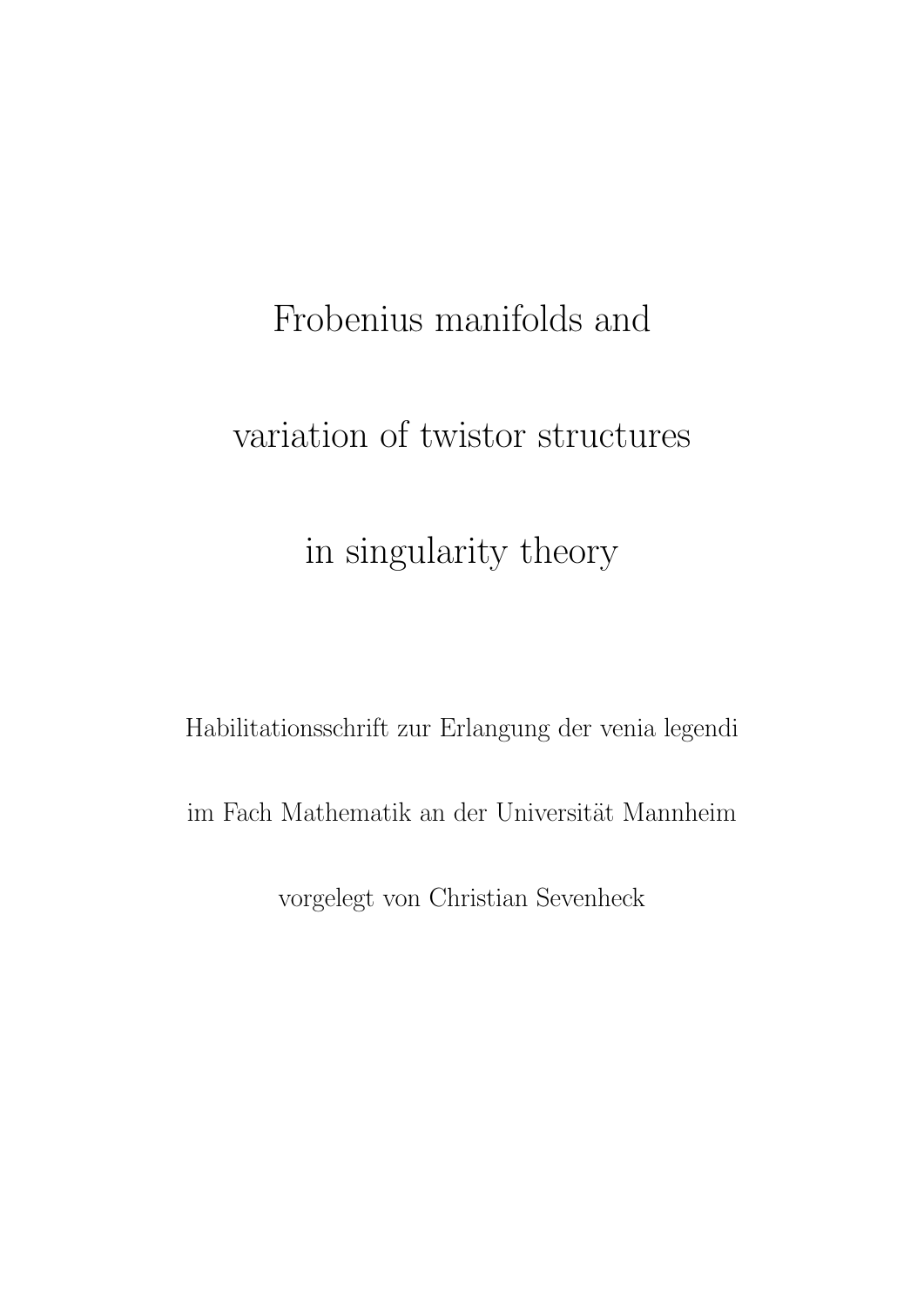# Frobenius manifolds and variation of twistor structures in singularity theory

Habilitationsschrift zur Erlangung der venia legendi

im Fach Mathematik an der Universität Mannheim

vorgelegt von Christian Sevenheck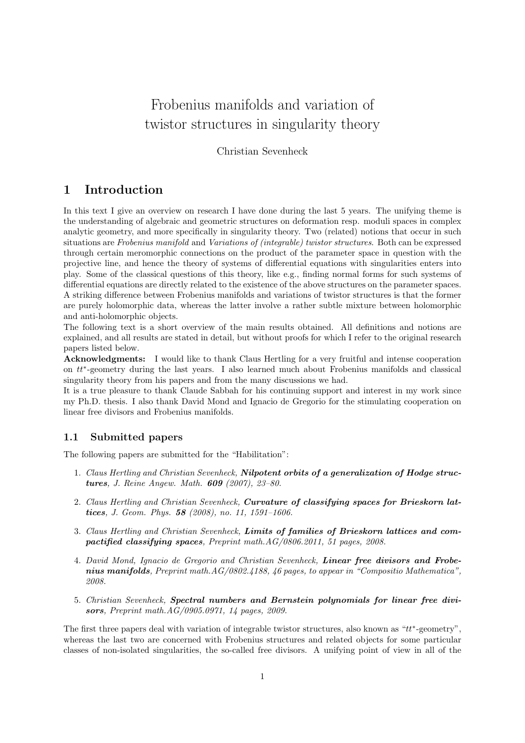# Frobenius manifolds and variation of twistor structures in singularity theory

Christian Sevenheck

## 1 Introduction

In this text I give an overview on research I have done during the last 5 years. The unifying theme is the understanding of algebraic and geometric structures on deformation resp. moduli spaces in complex analytic geometry, and more specifically in singularity theory. Two (related) notions that occur in such situations are *Frobenius manifold* and *Variations of (integrable) twistor structures*. Both can be expressed through certain meromorphic connections on the product of the parameter space in question with the projective line, and hence the theory of systems of differential equations with singularities enters into play. Some of the classical questions of this theory, like e.g., finding normal forms for such systems of differential equations are directly related to the existence of the above structures on the parameter spaces. A striking difference between Frobenius manifolds and variations of twistor structures is that the former are purely holomorphic data, whereas the latter involve a rather subtle mixture between holomorphic and anti-holomorphic objects.

The following text is a short overview of the main results obtained. All definitions and notions are explained, and all results are stated in detail, but without proofs for which I refer to the original research papers listed below.

**Acknowledgments:** I would like to thank Claus Hertling for a very fruitful and intense cooperation on $tt^*$-geometry during the last years. I also learned much about Frobenius manifolds and classical singularity theory from his papers and from the many discussions we had.

It is a true pleasure to thank Claude Sabbah for his continuing support and interest in my work since my Ph.D. thesis. I also thank David Mond and Ignacio de Gregorio for the stimulating cooperation on linear free divisors and Frobenius manifolds.

### 1.1 Submitted papers

The following papers are submitted for the "Habilitation":

1. *Claus Hertling and Christian Sevenheck,* ***Nilpotent orbits of a generalization of Hodge structures****, J. Reine Angew. Math.* ***609*** *(2007), 23–80.*
2. *Claus Hertling and Christian Sevenheck,* ***Curvature of classifying spaces for Brieskorn lattices****, J. Geom. Phys.* ***58*** *(2008), no. 11, 1591–1606.*
3. *Claus Hertling and Christian Sevenheck,* ***Limits of families of Brieskorn lattices and compactified classifying spaces****, Preprint math.AG/0806.2011, 51 pages, 2008.*
4. *David Mond, Ignacio de Gregorio and Christian Sevenheck,* ***Linear free divisors and Frobenius manifolds****, Preprint math.AG/0802.4188, 46 pages, to appear in "Compositio Mathematica", 2008.*
5. *Christian Sevenheck,* ***Spectral numbers and Bernstein polynomials for linear free divisors****, Preprint math.AG/0905.0971, 14 pages, 2009.*

The first three papers deal with variation of integrable twistor structures, also known as "$tt^*$-geometry", whereas the last two are concerned with Frobenius structures and related objects for some particular classes of non-isolated singularities, the so-called free divisors. A unifying point of view in all of the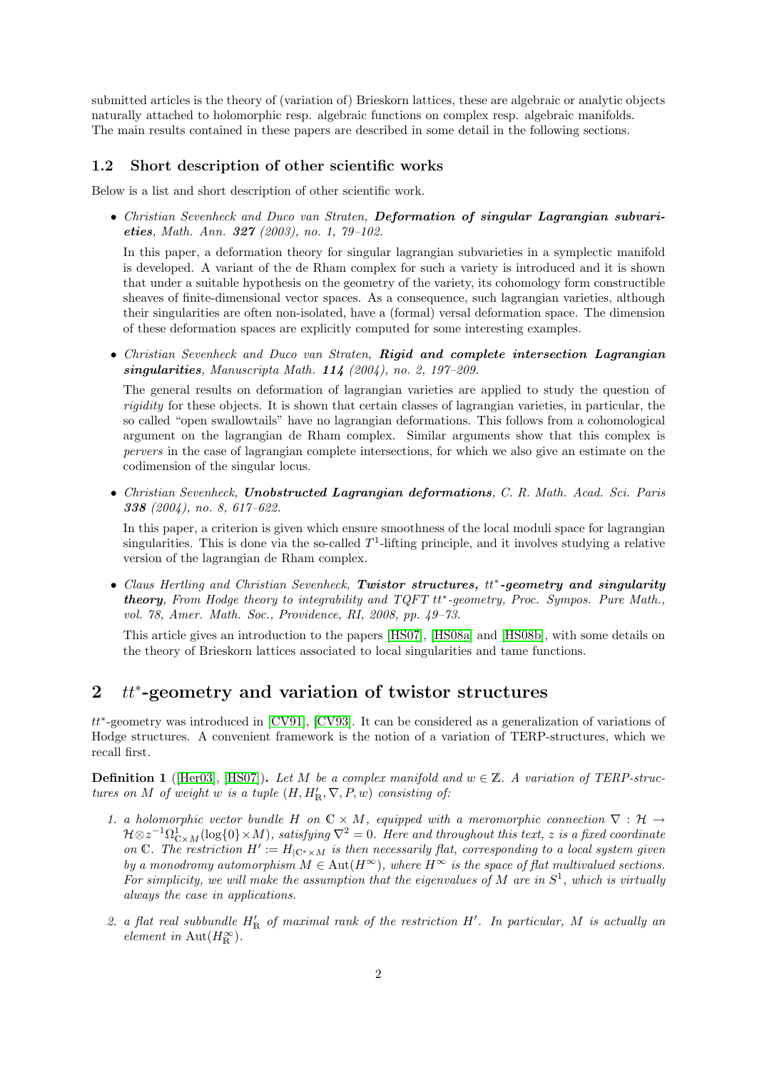submitted articles is the theory of (variation of) Brieskorn lattices, these are algebraic or analytic objects naturally attached to holomorphic resp. algebraic functions on complex resp. algebraic manifolds. The main results contained in these papers are described in some detail in the following sections.

### 1.2 Short description of other scientific works

Below is a list and short description of other scientific work.

- *Christian Sevenheck and Duco van Straten,* ***Deformation of singular Lagrangian subvarieties****, Math. Ann.* ***327*** *(2003), no. 1, 79–102.*

  In this paper, a deformation theory for singular lagrangian subvarieties in a symplectic manifold is developed. A variant of the de Rham complex for such a variety is introduced and it is shown that under a suitable hypothesis on the geometry of the variety, its cohomology form constructible sheaves of finite-dimensional vector spaces. As a consequence, such lagrangian varieties, although their singularities are often non-isolated, have a (formal) versal deformation space. The dimension of these deformation spaces are explicitly computed for some interesting examples.

- *Christian Sevenheck and Duco van Straten,* ***Rigid and complete intersection Lagrangian singularities****, Manuscripta Math.* ***114*** *(2004), no. 2, 197–209.*

  The general results on deformation of lagrangian varieties are applied to study the question of *rigidity* for these objects. It is shown that certain classes of lagrangian varieties, in particular, the so called "open swallowtails" have no lagrangian deformations. This follows from a cohomological argument on the lagrangian de Rham complex. Similar arguments show that this complex is *pervers* in the case of lagrangian complete intersections, for which we also give an estimate on the codimension of the singular locus.

- *Christian Sevenheck,* ***Unobstructed Lagrangian deformations****, C. R. Math. Acad. Sci. Paris* ***338*** *(2004), no. 8, 617–622.*

  In this paper, a criterion is given which ensure smoothness of the local moduli space for lagrangian singularities. This is done via the so-called $T^1$-lifting principle, and it involves studying a relative version of the lagrangian de Rham complex.

- *Claus Hertling and Christian Sevenheck,* ***Twistor structures, $tt^*$-geometry and singularity theory****, From Hodge theory to integrability and TQFT $tt^*$-geometry, Proc. Sympos. Pure Math., vol. 78, Amer. Math. Soc., Providence, RI, 2008, pp. 49–73.*

  This article gives an introduction to the papers [HS07], [HS08a] and [HS08b], with some details on the theory of Brieskorn lattices associated to local singularities and tame functions.

## 2 $tt^*$-geometry and variation of twistor structures

$tt^*$-geometry was introduced in [CV91], [CV93]. It can be considered as a generalization of variations of Hodge structures. A convenient framework is the notion of a variation of TERP-structures, which we recall first.

**Definition 1** ([Her03], [HS07])**.** *Let $M$ be a complex manifold and $w \in \mathbb{Z}$. A variation of TERP-structures on $M$ of weight $w$ is a tuple $(H, H'_{\mathbb{R}}, \nabla, P, w)$ consisting of:*

1. *a holomorphic vector bundle $H$ on $\mathbb{C} \times M$, equipped with a meromorphic connection $\nabla : \mathcal{H} \to \mathcal{H} \otimes z^{-1}\Omega^1_{\mathbb{C}\times M}(\log\{0\} \times M)$, satisfying $\nabla^2 = 0$. Here and throughout this text, $z$ is a fixed coordinate on $\mathbb{C}$. The restriction $H' := H_{|\mathbb{C}^* \times M}$ is then necessarily flat, corresponding to a local system given by a monodromy automorphism $M \in \mathrm{Aut}(H^\infty)$, where $H^\infty$ is the space of flat multivalued sections. For simplicity, we will make the assumption that the eigenvalues of $M$ are in $S^1$, which is virtually always the case in applications.*
2. *a flat real subbundle $H'_{\mathbb{R}}$ of maximal rank of the restriction $H'$. In particular, $M$ is actually an element in $\mathrm{Aut}(H^\infty_{\mathbb{R}})$.*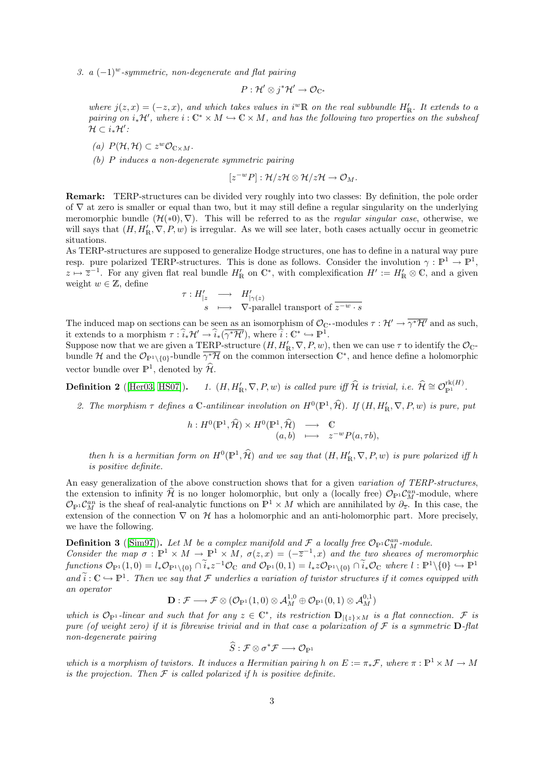3. a $(-1)^w$-symmetric, non-degenerate and flat pairing

$$P : \mathcal{H}' \otimes j^*\mathcal{H}' \to \mathcal{O}_{\mathbb{C}^*}$$

where $j(z,x) = (-z,x)$, and which takes values in $i^w\mathbb{R}$ on the real subbundle $H'_\mathbb{R}$. It extends to a pairing on $i_*\mathcal{H}'$, where $i : \mathbb{C}^* \times M \hookrightarrow \mathbb{C} \times M$, and has the following two properties on the subsheaf $\mathcal{H} \subset i_*\mathcal{H}'$:

   (a) $P(\mathcal{H}, \mathcal{H}) \subset z^w \mathcal{O}_{\mathbb{C}\times M}$.

   (b) $P$ induces a non-degenerate symmetric pairing

$$[z^{-w}P] : \mathcal{H}/z\mathcal{H} \otimes \mathcal{H}/z\mathcal{H} \to \mathcal{O}_M.$$

**Remark:** TERP-structures can be divided very roughly into two classes: By definition, the pole order of $\nabla$ at zero is smaller or equal than two, but it may still define a regular singularity on the underlying meromorphic bundle $(\mathcal{H}(*0), \nabla)$. This will be referred to as the *regular singular case*, otherwise, we will says that $(H, H'_\mathbb{R}, \nabla, P, w)$ is irregular. As we will see later, both cases actually occur in geometric situations.

As TERP-structures are supposed to generalize Hodge structures, one has to define in a natural way pure resp. pure polarized TERP-structures. This is done as follows. Consider the involution $\gamma : \mathbb{P}^1 \to \mathbb{P}^1$, $z \mapsto \overline{z}^{-1}$. For any given flat real bundle $H'_\mathbb{R}$ on $\mathbb{C}^*$, with complexification $H' := H'_\mathbb{R} \otimes \mathbb{C}$, and a given weight $w \in \mathbb{Z}$, define

$$\begin{array}{rccl} \tau : & H'_{|z} & \longrightarrow & H'_{|\gamma(z)} \\ & s & \longmapsto & \nabla\text{-parallel transport of } \overline{z^{-w} \cdot s} \end{array}$$

The induced map on sections can be seen as an isomorphism of $\mathcal{O}_{\mathbb{C}^*}$-modules $\tau : \mathcal{H}' \to \overline{\gamma^*\mathcal{H}'}$ and as such, it extends to a morphism $\tau : \widehat{i}_*\mathcal{H}' \to \widehat{i}_*(\overline{\gamma^*\mathcal{H}'})$, where $\widehat{i} : \mathbb{C}^* \hookrightarrow \mathbb{P}^1$.

Suppose now that we are given a TERP-structure $(H, H'_\mathbb{R}, \nabla, P, w)$, then we can use $\tau$ to identify the $\mathcal{O}_\mathbb{C}$-bundle $\mathcal{H}$ and the $\mathcal{O}_{\mathbb{P}^1\setminus\{0\}}$-bundle $\overline{\gamma^*\mathcal{H}}$ on the common intersection $\mathbb{C}^*$, and hence define a holomorphic vector bundle over $\mathbb{P}^1$, denoted by $\widehat{\mathcal{H}}$.

**Definition 2** ([Her03, HS07]). *1. $(H, H'_\mathbb{R}, \nabla, P, w)$ is called pure iff $\widehat{\mathcal{H}}$ is trivial, i.e. $\widehat{\mathcal{H}} \cong \mathcal{O}_{\mathbb{P}^1}^{\mathrm{rk}(H)}$.*

*2. The morphism $\tau$ defines a $\mathbb{C}$-antilinear involution on $H^0(\mathbb{P}^1, \widehat{\mathcal{H}})$. If $(H, H'_\mathbb{R}, \nabla, P, w)$ is pure, put*

$$\begin{array}{rccl} h : & H^0(\mathbb{P}^1, \widehat{\mathcal{H}}) \times H^0(\mathbb{P}^1, \widehat{\mathcal{H}}) & \longrightarrow & \mathbb{C} \\ & (a,b) & \longmapsto & z^{-w}P(a, \tau b), \end{array}$$

*then $h$ is a hermitian form on $H^0(\mathbb{P}^1, \widehat{\mathcal{H}})$ and we say that $(H, H'_\mathbb{R}, \nabla, P, w)$ is pure polarized iff $h$ is positive definite.*

An easy generalization of the above construction shows that for a given *variation of TERP-structures*, the extension to infinity $\widehat{\mathcal{H}}$ is no longer holomorphic, but only a (locally free) $\mathcal{O}_{\mathbb{P}^1}\mathcal{C}^{an}_M$-module, where $\mathcal{O}_{\mathbb{P}^1}\mathcal{C}^{an}_M$ is the sheaf of real-analytic functions on $\mathbb{P}^1 \times M$ which are annihilated by $\partial_{\overline{z}}$. In this case, the extension of the connection $\nabla$ on $\mathcal{H}$ has a holomorphic and an anti-holomorphic part. More precisely, we have the following.

**Definition 3** ([Sim97]). *Let $M$ be a complex manifold and $\mathcal{F}$ a locally free $\mathcal{O}_{\mathbb{P}^1}\mathcal{C}^{an}_M$-module. Consider the map $\sigma : \mathbb{P}^1 \times M \to \mathbb{P}^1 \times M$, $\sigma(z,x) = (-\overline{z}^{-1}, x)$ and the two sheaves of meromorphic functions $\mathcal{O}_{\mathbb{P}^1}(1,0) = l_*\mathcal{O}_{\mathbb{P}^1\setminus\{0\}} \cap \widetilde{i}_* z^{-1}\mathcal{O}_\mathbb{C}$ and $\mathcal{O}_{\mathbb{P}^1}(0,1) = l_* z\mathcal{O}_{\mathbb{P}^1\setminus\{0\}} \cap \widetilde{i}_*\mathcal{O}_\mathbb{C}$ where $l : \mathbb{P}^1\setminus\{0\} \hookrightarrow \mathbb{P}^1$ and $\widetilde{i} : \mathbb{C} \hookrightarrow \mathbb{P}^1$. Then we say that $\mathcal{F}$ underlies a variation of twistor structures if it comes equipped with an operator*

$$\mathbf{D} : \mathcal{F} \longrightarrow \mathcal{F} \otimes (\mathcal{O}_{\mathbb{P}^1}(1,0) \otimes \mathcal{A}^{1,0}_M \oplus \mathcal{O}_{\mathbb{P}^1}(0,1) \otimes \mathcal{A}^{0,1}_M)$$

*which is $\mathcal{O}_{\mathbb{P}^1}$-linear and such that for any $z \in \mathbb{C}^*$, its restriction $\mathbf{D}_{|\{z\}\times M}$ is a flat connection. $\mathcal{F}$ is pure (of weight zero) if it is fibrewise trivial and in that case a polarization of $\mathcal{F}$ is a symmetric $\mathbf{D}$-flat non-degenerate pairing*

$$\widehat{S} : \mathcal{F} \otimes \sigma^*\mathcal{F} \longrightarrow \mathcal{O}_{\mathbb{P}^1}$$

*which is a morphism of twistors. It induces a Hermitian pairing $h$ on $E := \pi_*\mathcal{F}$, where $\pi : \mathbb{P}^1 \times M \to M$ is the projection. Then $\mathcal{F}$ is called polarized if $h$ is positive definite.*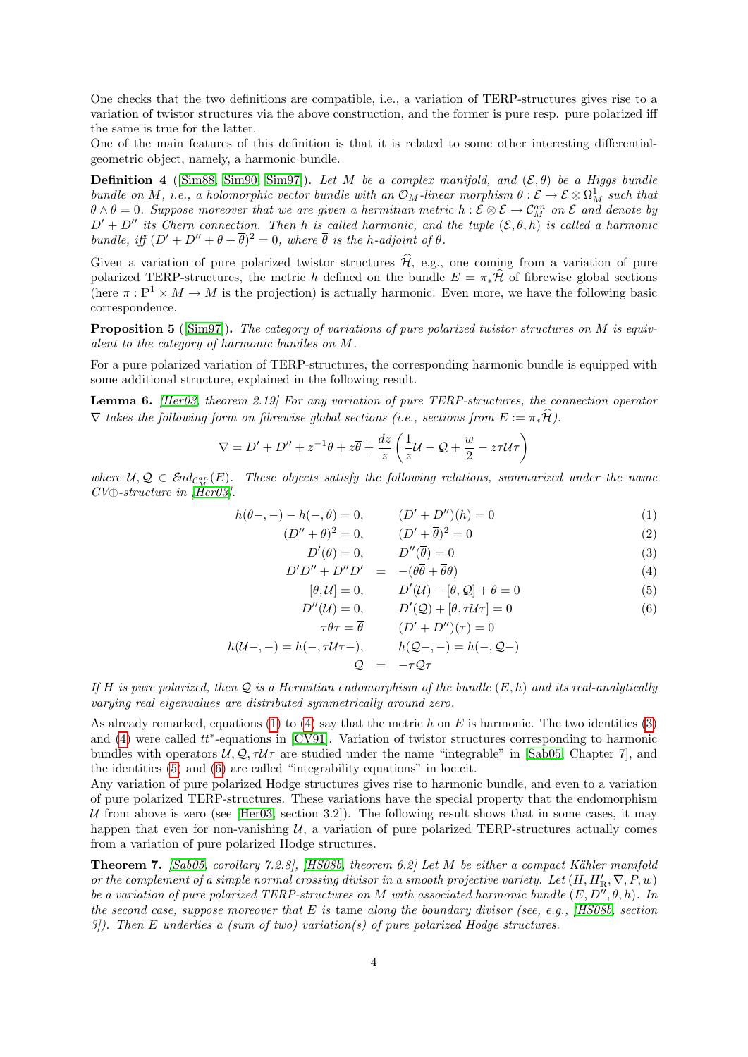One checks that the two definitions are compatible, i.e., a variation of TERP-structures gives rise to a variation of twistor structures via the above construction, and the former is pure resp. pure polarized iff the same is true for the latter.
One of the main features of this definition is that it is related to some other interesting differential-geometric object, namely, a harmonic bundle.

**Definition 4** ([Sim88, Sim90, Sim97]). *Let $M$ be a complex manifold, and $(\mathcal{E},\theta)$ be a Higgs bundle bundle on $M$, i.e., a holomorphic vector bundle with an $\mathcal{O}_M$-linear morphism $\theta : \mathcal{E} \to \mathcal{E} \otimes \Omega^1_M$ such that $\theta \wedge \theta = 0$. Suppose moreover that we are given a hermitian metric $h : \mathcal{E} \otimes \overline{\mathcal{E}} \to \mathcal{C}^{an}_M$ on $\mathcal{E}$ and denote by $D' + D''$ its Chern connection. Then $h$ is called harmonic, and the tuple $(\mathcal{E},\theta,h)$ is called a harmonic bundle, iff $(D' + D'' + \theta + \overline{\theta})^2 = 0$, where $\overline{\theta}$ is the $h$-adjoint of $\theta$.*

Given a variation of pure polarized twistor structures $\widehat{\mathcal{H}}$, e.g., one coming from a variation of pure polarized TERP-structures, the metric $h$ defined on the bundle $E = \pi_*\widehat{\mathcal{H}}$ of fibrewise global sections (here $\pi : \mathbb{P}^1 \times M \to M$ is the projection) is actually harmonic. Even more, we have the following basic correspondence.

**Proposition 5** ([Sim97]). *The category of variations of pure polarized twistor structures on $M$ is equivalent to the category of harmonic bundles on $M$.*

For a pure polarized variation of TERP-structures, the corresponding harmonic bundle is equipped with some additional structure, explained in the following result.

**Lemma 6.** *[Her03, theorem 2.19] For any variation of pure TERP-structures, the connection operator $\nabla$ takes the following form on fibrewise global sections (i.e., sections from $E := \pi_*\widehat{\mathcal{H}}$).*

$$\nabla = D' + D'' + z^{-1}\theta + z\overline{\theta} + \frac{dz}{z}\left(\frac{1}{z}\mathcal{U} - \mathcal{Q} + \frac{w}{2} - z\tau\mathcal{U}\tau\right)$$

*where $\mathcal{U},\mathcal{Q} \in \mathcal{E}nd_{\mathcal{C}^{an}_M}(E)$. These objects satisfy the following relations, summarized under the name CV⊕-structure in [Her03].*

$$
\begin{aligned}
h(\theta-,-) - h(-,\overline{\theta}) = 0, &\qquad (D' + D'')(h) = 0 && (1)\\
(D'' + \theta)^2 = 0, &\qquad (D' + \overline{\theta})^2 = 0 && (2)\\
D'(\theta) = 0, &\qquad D''(\overline{\theta}) = 0 && (3)\\
D'D'' + D''D' &= -(\theta\overline{\theta} + \overline{\theta}\theta) && (4)\\
[\theta,\mathcal{U}] = 0, &\qquad D'(\mathcal{U}) - [\theta,\mathcal{Q}] + \theta = 0 && (5)\\
D''(\mathcal{U}) = 0, &\qquad D'(\mathcal{Q}) + [\theta,\tau\mathcal{U}\tau] = 0 && (6)\\
\tau\theta\tau = \overline{\theta} &\qquad (D' + D'')(\tau) = 0 &&\\
h(\mathcal{U}-,-) = h(-,\tau\mathcal{U}\tau-), &\qquad h(\mathcal{Q}-,-) = h(-,\mathcal{Q}-) &&\\
\mathcal{Q} &= -\tau\mathcal{Q}\tau &&
\end{aligned}
$$

*If $H$ is pure polarized, then $\mathcal{Q}$ is a Hermitian endomorphism of the bundle $(E,h)$ and its real-analytically varying real eigenvalues are distributed symmetrically around zero.*

As already remarked, equations (1) to (4) say that the metric $h$ on $E$ is harmonic. The two identities (3) and (4) were called $tt^*$-equations in [CV91]. Variation of twistor structures corresponding to harmonic bundles with operators $\mathcal{U},\mathcal{Q},\tau\mathcal{U}\tau$ are studied under the name "integrable" in [Sab05, Chapter 7], and the identities (5) and (6) are called "integrability equations" in loc.cit.
Any variation of pure polarized Hodge structures gives rise to harmonic bundle, and even to a variation of pure polarized TERP-structures. These variations have the special property that the endomorphism $\mathcal{U}$ from above is zero (see [Her03, section 3.2]). The following result shows that in some cases, it may happen that even for non-vanishing $\mathcal{U}$, a variation of pure polarized TERP-structures actually comes from a variation of pure polarized Hodge structures.

**Theorem 7.** *[Sab05, corollary 7.2.8], [HS08b, theorem 6.2] Let $M$ be either a compact Kähler manifold or the complement of a simple normal crossing divisor in a smooth projective variety. Let $(H,H'_{\mathbb{R}},\nabla,P,w)$ be a variation of pure polarized TERP-structures on $M$ with associated harmonic bundle $(E,D'',\theta,h)$. In the second case, suppose moreover that $E$ is tame along the boundary divisor (see, e.g., [HS08b, section 3]). Then $E$ underlies a (sum of two) variation(s) of pure polarized Hodge structures.*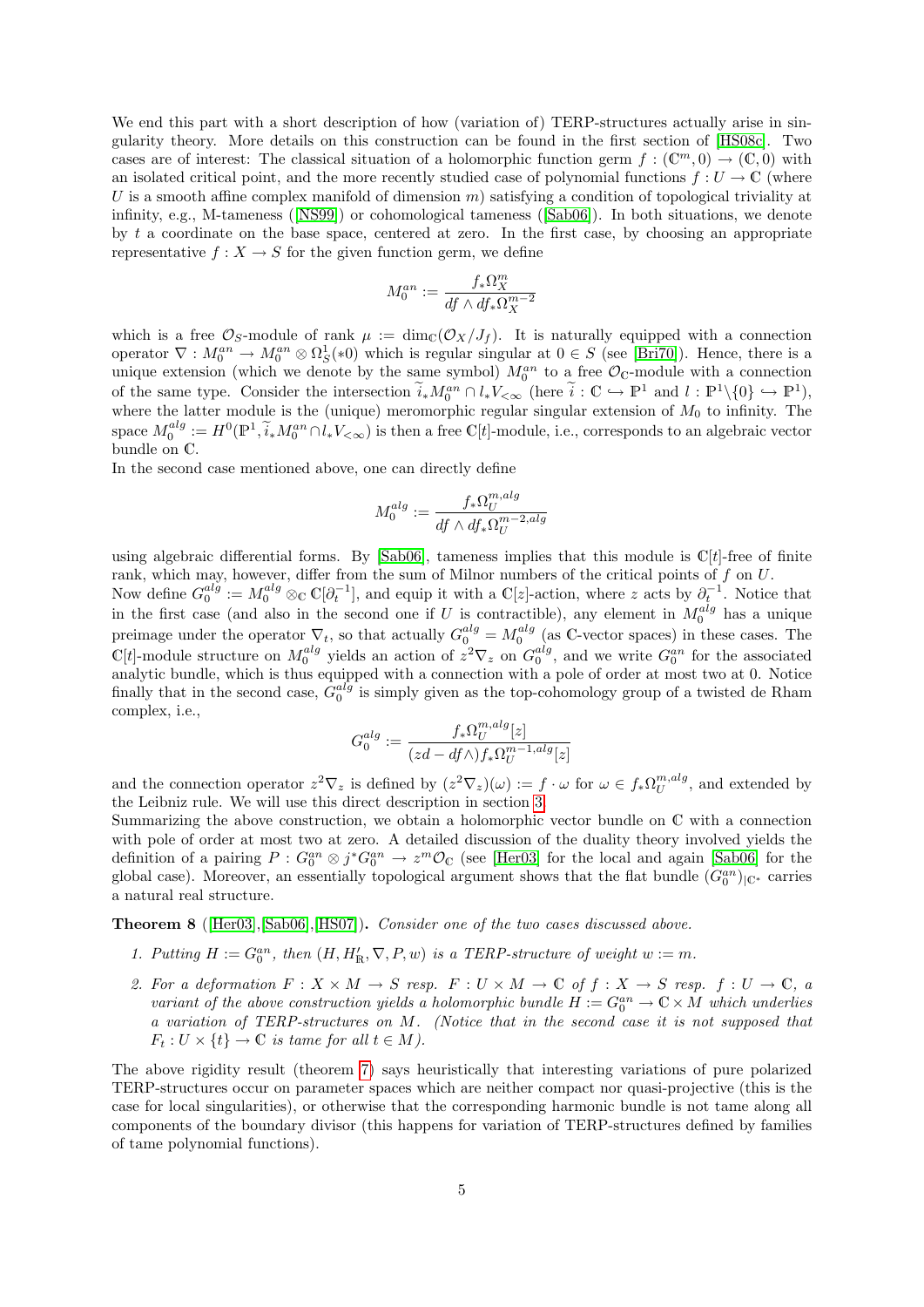We end this part with a short description of how (variation of) TERP-structures actually arise in singularity theory. More details on this construction can be found in the first section of [HS08c]. Two cases are of interest: The classical situation of a holomorphic function germ $f : (\mathbb{C}^m, 0) \to (\mathbb{C}, 0)$ with an isolated critical point, and the more recently studied case of polynomial functions $f : U \to \mathbb{C}$ (where $U$ is a smooth affine complex manifold of dimension $m$) satisfying a condition of topological triviality at infinity, e.g., M-tameness ([NS99]) or cohomological tameness ([Sab06]). In both situations, we denote by $t$ a coordinate on the base space, centered at zero. In the first case, by choosing an appropriate representative $f : X \to S$ for the given function germ, we define

$$M_0^{an} := \frac{f_* \Omega_X^m}{df \wedge df_* \Omega_X^{m-2}}$$

which is a free $\mathcal{O}_S$-module of rank $\mu := \dim_{\mathbb{C}}(\mathcal{O}_X/J_f)$. It is naturally equipped with a connection operator $\nabla : M_0^{an} \to M_0^{an} \otimes \Omega_S^1(*0)$ which is regular singular at $0 \in S$ (see [Bri70]). Hence, there is a unique extension (which we denote by the same symbol) $M_0^{an}$ to a free $\mathcal{O}_{\mathbb{C}}$-module with a connection of the same type. Consider the intersection $\widetilde{i}_* M_0^{an} \cap l_* V_{<\infty}$ (here $\widetilde{i} : \mathbb{C} \hookrightarrow \mathbb{P}^1$ and $l : \mathbb{P}^1 \backslash \{0\} \hookrightarrow \mathbb{P}^1$), where the latter module is the (unique) meromorphic regular singular extension of $M_0$ to infinity. The space $M_0^{alg} := H^0(\mathbb{P}^1, \widetilde{i}_* M_0^{an} \cap l_* V_{<\infty})$ is then a free $\mathbb{C}[t]$-module, i.e., corresponds to an algebraic vector bundle on $\mathbb{C}$.

In the second case mentioned above, one can directly define

$$M_0^{alg} := \frac{f_* \Omega_U^{m,alg}}{df \wedge df_* \Omega_U^{m-2,alg}}$$

using algebraic differential forms. By [Sab06], tameness implies that this module is $\mathbb{C}[t]$-free of finite rank, which may, however, differ from the sum of Milnor numbers of the critical points of $f$ on $U$.

Now define $G_0^{alg} := M_0^{alg} \otimes_{\mathbb{C}} \mathbb{C}[\partial_t^{-1}]$, and equip it with a $\mathbb{C}[z]$-action, where $z$ acts by $\partial_t^{-1}$. Notice that in the first case (and also in the second one if $U$ is contractible), any element in $M_0^{alg}$ has a unique preimage under the operator $\nabla_t$, so that actually $G_0^{alg} = M_0^{alg}$ (as $\mathbb{C}$-vector spaces) in these cases. The $\mathbb{C}[t]$-module structure on $M_0^{alg}$ yields an action of $z^2 \nabla_z$ on $G_0^{alg}$, and we write $G_0^{an}$ for the associated analytic bundle, which is thus equipped with a connection with a pole of order at most two at 0. Notice finally that in the second case, $G_0^{alg}$ is simply given as the top-cohomology group of a twisted de Rham complex, i.e.,

$$G_0^{alg} := \frac{f_* \Omega_U^{m,alg}[z]}{(zd - df\wedge) f_* \Omega_U^{m-1,alg}[z]}$$

and the connection operator $z^2 \nabla_z$ is defined by $(z^2 \nabla_z)(\omega) := f \cdot \omega$ for $\omega \in f_* \Omega_U^{m,alg}$, and extended by the Leibniz rule. We will use this direct description in section 3.

Summarizing the above construction, we obtain a holomorphic vector bundle on $\mathbb{C}$ with a connection with pole of order at most two at zero. A detailed discussion of the duality theory involved yields the definition of a pairing $P : G_0^{an} \otimes j^* G_0^{an} \to z^m \mathcal{O}_{\mathbb{C}}$ (see [Her03] for the local and again [Sab06] for the global case). Moreover, an essentially topological argument shows that the flat bundle $(G_0^{an})_{|\mathbb{C}^*}$ carries a natural real structure.

**Theorem 8** ([Her03],[Sab06],[HS07]). *Consider one of the two cases discussed above.*

1. *Putting $H := G_0^{an}$, then $(H, H'_{\mathbb{R}}, \nabla, P, w)$ is a TERP-structure of weight $w := m$.*
2. *For a deformation $F : X \times M \to S$ resp. $F : U \times M \to \mathbb{C}$ of $f : X \to S$ resp. $f : U \to \mathbb{C}$, a variant of the above construction yields a holomorphic bundle $H := G_0^{an} \to \mathbb{C} \times M$ which underlies a variation of TERP-structures on $M$. (Notice that in the second case it is not supposed that $F_t : U \times \{t\} \to \mathbb{C}$ is tame for all $t \in M$).*

The above rigidity result (theorem 7) says heuristically that interesting variations of pure polarized TERP-structures occur on parameter spaces which are neither compact nor quasi-projective (this is the case for local singularities), or otherwise that the corresponding harmonic bundle is not tame along all components of the boundary divisor (this happens for variation of TERP-structures defined by families of tame polynomial functions).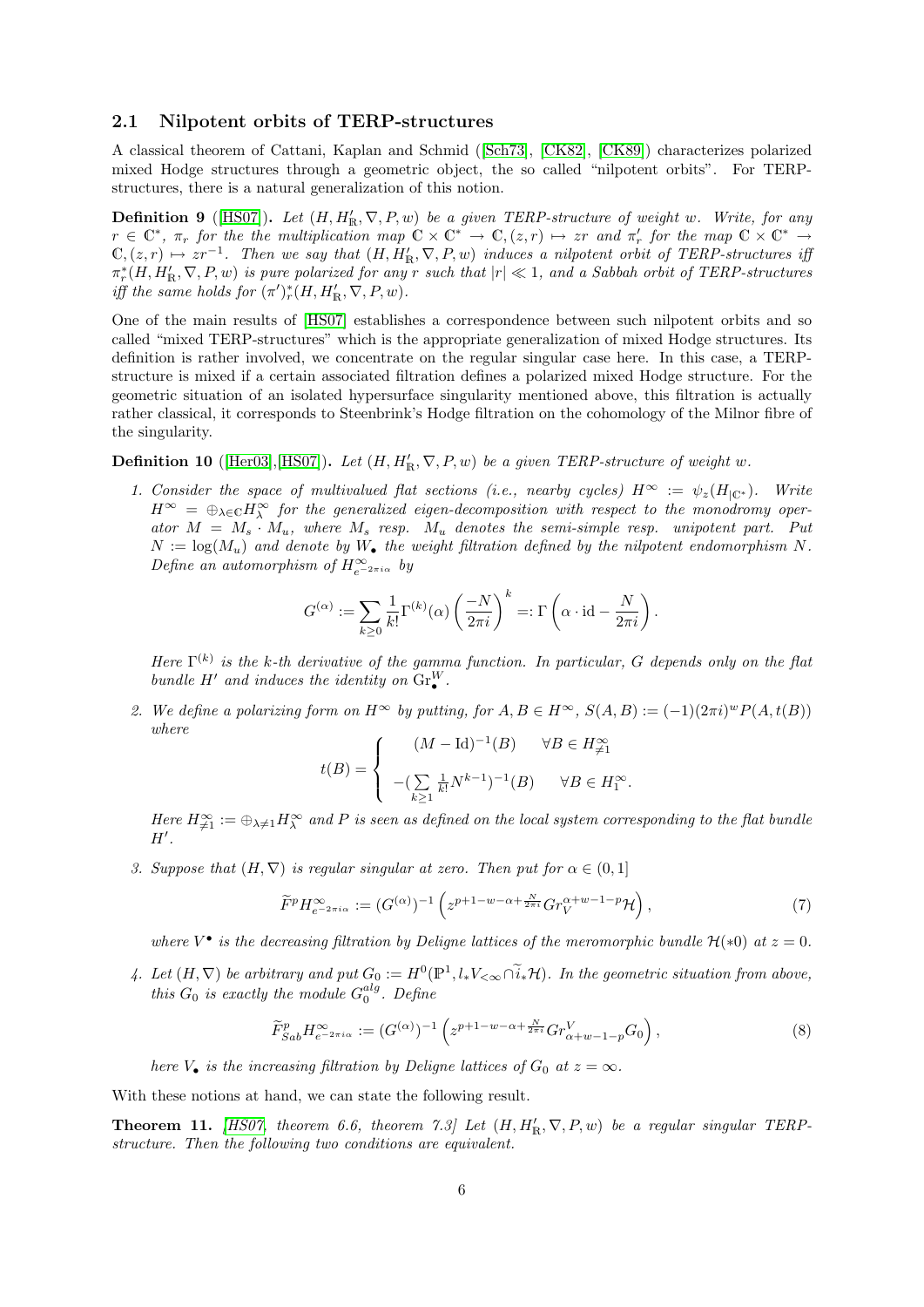### 2.1 Nilpotent orbits of TERP-structures

A classical theorem of Cattani, Kaplan and Schmid ([Sch73], [CK82], [CK89]) characterizes polarized mixed Hodge structures through a geometric object, the so called "nilpotent orbits". For TERP-structures, there is a natural generalization of this notion.

**Definition 9** ([HS07]). *Let $(H, H'_{\mathbb{R}}, \nabla, P, w)$ be a given TERP-structure of weight $w$. Write, for any $r \in \mathbb{C}^*$, $\pi_r$ for the the multiplication map $\mathbb{C} \times \mathbb{C}^* \to \mathbb{C}, (z, r) \mapsto zr$ and $\pi'_r$ for the map $\mathbb{C} \times \mathbb{C}^* \to \mathbb{C}, (z, r) \mapsto zr^{-1}$. Then we say that $(H, H'_{\mathbb{R}}, \nabla, P, w)$ induces a nilpotent orbit of TERP-structures iff $\pi_r^*(H, H'_{\mathbb{R}}, \nabla, P, w)$ is pure polarized for any $r$ such that $|r| \ll 1$, and a Sabbah orbit of TERP-structures iff the same holds for $(\pi')_r^*(H, H'_{\mathbb{R}}, \nabla, P, w)$.*

One of the main results of [HS07] establishes a correspondence between such nilpotent orbits and so called "mixed TERP-structures" which is the appropriate generalization of mixed Hodge structures. Its definition is rather involved, we concentrate on the regular singular case here. In this case, a TERP-structure is mixed if a certain associated filtration defines a polarized mixed Hodge structure. For the geometric situation of an isolated hypersurface singularity mentioned above, this filtration is actually rather classical, it corresponds to Steenbrink's Hodge filtration on the cohomology of the Milnor fibre of the singularity.

**Definition 10** ([Her03],[HS07]). *Let $(H, H'_{\mathbb{R}}, \nabla, P, w)$ be a given TERP-structure of weight $w$.*

1. *Consider the space of multivalued flat sections (i.e., nearby cycles) $H^\infty := \psi_z(H_{|\mathbb{C}^*})$. Write $H^\infty = \oplus_{\lambda \in \mathbb{C}} H^\infty_\lambda$ for the generalized eigen-decomposition with respect to the monodromy operator $M = M_s \cdot M_u$, where $M_s$ resp. $M_u$ denotes the semi-simple resp. unipotent part. Put $N := \log(M_u)$ and denote by $W_\bullet$ the weight filtration defined by the nilpotent endomorphism $N$. Define an automorphism of $H^\infty_{e^{-2\pi i \alpha}}$ by*
$$G^{(\alpha)} := \sum_{k \geq 0} \frac{1}{k!} \Gamma^{(k)}(\alpha) \left( \frac{-N}{2\pi i} \right)^k =: \Gamma\left( \alpha \cdot \mathrm{id} - \frac{N}{2\pi i} \right).$$
*Here $\Gamma^{(k)}$ is the $k$-th derivative of the gamma function. In particular, $G$ depends only on the flat bundle $H'$ and induces the identity on $\mathrm{Gr}^W_\bullet$.*

2. *We define a polarizing form on $H^\infty$ by putting, for $A, B \in H^\infty$, $S(A, B) := (-1)(2\pi i)^w P(A, t(B))$ where*
$$t(B) = \begin{cases} (M - \mathrm{Id})^{-1}(B) & \forall B \in H^\infty_{\neq 1} \\ -(\sum\limits_{k \geq 1} \frac{1}{k!} N^{k-1})^{-1}(B) & \forall B \in H^\infty_1. \end{cases}$$
*Here $H^\infty_{\neq 1} := \oplus_{\lambda \neq 1} H^\infty_\lambda$ and $P$ is seen as defined on the local system corresponding to the flat bundle $H'$.*

3. *Suppose that $(H, \nabla)$ is regular singular at zero. Then put for $\alpha \in (0, 1]$*
$$\widetilde{F}^p H^\infty_{e^{-2\pi i \alpha}} := (G^{(\alpha)})^{-1} \left( z^{p+1-w-\alpha+\frac{N}{2\pi i}} Gr_V^{\alpha+w-1-p} \mathcal{H} \right), \tag{7}$$
*where $V^\bullet$ is the decreasing filtration by Deligne lattices of the meromorphic bundle $\mathcal{H}(*0)$ at $z = 0$.*

4. *Let $(H, \nabla)$ be arbitrary and put $G_0 := H^0(\mathbb{P}^1, l_* V_{<\infty} \cap \widetilde{i}_* \mathcal{H})$. In the geometric situation from above, this $G_0$ is exactly the module $G_0^{alg}$. Define*
$$\widetilde{F}^p_{Sab} H^\infty_{e^{-2\pi i \alpha}} := (G^{(\alpha)})^{-1} \left( z^{p+1-w-\alpha+\frac{N}{2\pi i}} Gr^V_{\alpha+w-1-p} G_0 \right), \tag{8}$$
*here $V_\bullet$ is the increasing filtration by Deligne lattices of $G_0$ at $z = \infty$.*

With these notions at hand, we can state the following result.

**Theorem 11.** *[HS07, theorem 6.6, theorem 7.3] Let $(H, H'_{\mathbb{R}}, \nabla, P, w)$ be a regular singular TERP-structure. Then the following two conditions are equivalent.*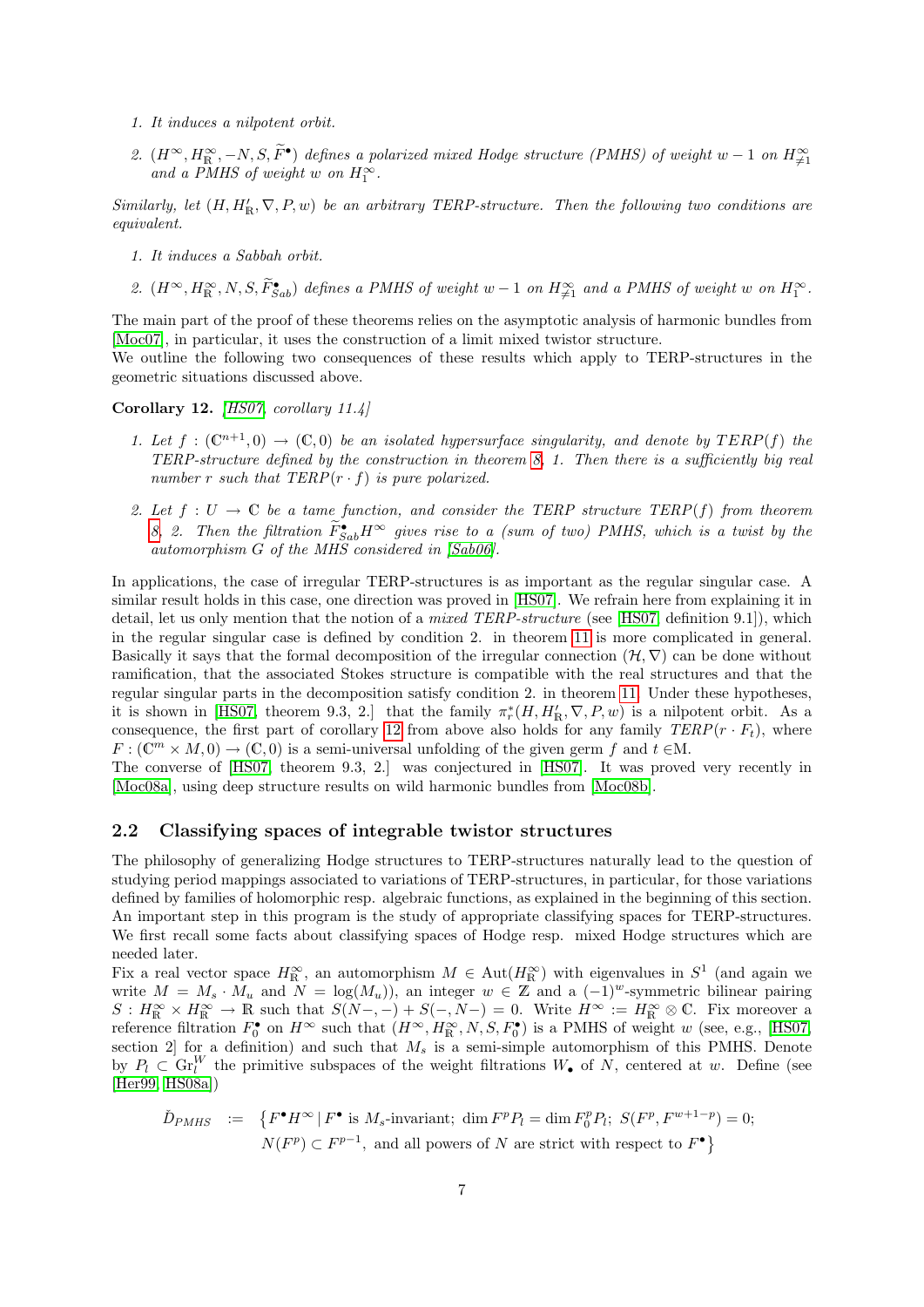1. *It induces a nilpotent orbit.*

2. *$(H^\infty, H^\infty_\mathbb{R}, -N, S, \widetilde{F}^\bullet)$ defines a polarized mixed Hodge structure (PMHS) of weight $w-1$ on $H^\infty_{\neq 1}$ and a PMHS of weight $w$ on $H^\infty_1$.*

*Similarly, let $(H, H'_\mathbb{R}, \nabla, P, w)$ be an arbitrary TERP-structure. Then the following two conditions are equivalent.*

1. *It induces a Sabbah orbit.*

2. *$(H^\infty, H^\infty_\mathbb{R}, N, S, \widetilde{F}^\bullet_{Sab})$ defines a PMHS of weight $w-1$ on $H^\infty_{\neq 1}$ and a PMHS of weight $w$ on $H^\infty_1$.*

The main part of the proof of these theorems relies on the asymptotic analysis of harmonic bundles from [Moc07], in particular, it uses the construction of a limit mixed twistor structure.
We outline the following two consequences of these results which apply to TERP-structures in the geometric situations discussed above.

**Corollary 12.** *[HS07, corollary 11.4]*

1. *Let $f : (\mathbb{C}^{n+1}, 0) \to (\mathbb{C}, 0)$ be an isolated hypersurface singularity, and denote by $TERP(f)$ the TERP-structure defined by the construction in theorem 8, 1. Then there is a sufficiently big real number $r$ such that $TERP(r \cdot f)$ is pure polarized.*

2. *Let $f : U \to \mathbb{C}$ be a tame function, and consider the TERP structure $TERP(f)$ from theorem 8, 2. Then the filtration $\widetilde{F}^\bullet_{Sab} H^\infty$ gives rise to a (sum of two) PMHS, which is a twist by the automorphism $G$ of the MHS considered in [Sab06].*

In applications, the case of irregular TERP-structures is as important as the regular singular case. A similar result holds in this case, one direction was proved in [HS07]. We refrain here from explaining it in detail, let us only mention that the notion of a *mixed TERP-structure* (see [HS07, definition 9.1]), which in the regular singular case is defined by condition 2. in theorem 11 is more complicated in general. Basically it says that the formal decomposition of the irregular connection $(\mathcal{H}, \nabla)$ can be done without ramification, that the associated Stokes structure is compatible with the real structures and that the regular singular parts in the decomposition satisfy condition 2. in theorem 11. Under these hypotheses, it is shown in [HS07, theorem 9.3, 2.] that the family $\pi_r^*(H, H'_\mathbb{R}, \nabla, P, w)$ is a nilpotent orbit. As a consequence, the first part of corollary 12 from above also holds for any family $TERP(r \cdot F_t)$, where $F : (\mathbb{C}^m \times M, 0) \to (\mathbb{C}, 0)$ is a semi-universal unfolding of the given germ $f$ and $t \in$M.
The converse of [HS07, theorem 9.3, 2.] was conjectured in [HS07]. It was proved very recently in [Moc08a], using deep structure results on wild harmonic bundles from [Moc08b].

## 2.2 Classifying spaces of integrable twistor structures

The philosophy of generalizing Hodge structures to TERP-structures naturally lead to the question of studying period mappings associated to variations of TERP-structures, in particular, for those variations defined by families of holomorphic resp. algebraic functions, as explained in the beginning of this section. An important step in this program is the study of appropriate classifying spaces for TERP-structures. We first recall some facts about classifying spaces of Hodge resp. mixed Hodge structures which are needed later.
Fix a real vector space $H^\infty_\mathbb{R}$, an automorphism $M \in \mathrm{Aut}(H^\infty_\mathbb{R})$ with eigenvalues in $S^1$ (and again we write $M = M_s \cdot M_u$ and $N = \log(M_u)$), an integer $w \in \mathbb{Z}$ and a $(-1)^w$-symmetric bilinear pairing $S : H^\infty_\mathbb{R} \times H^\infty_\mathbb{R} \to \mathbb{R}$ such that $S(N-, -) + S(-, N-) = 0$. Write $H^\infty := H^\infty_\mathbb{R} \otimes \mathbb{C}$. Fix moreover a reference filtration $F^\bullet_0$ on $H^\infty$ such that $(H^\infty, H^\infty_\mathbb{R}, N, S, F^\bullet_0)$ is a PMHS of weight $w$ (see, e.g., [HS07, section 2] for a definition) and such that $M_s$ is a semi-simple automorphism of this PMHS. Denote by $P_l \subset \mathrm{Gr}^W_l$ the primitive subspaces of the weight filtrations $W_\bullet$ of $N$, centered at $w$. Define (see [Her99, HS08a])

$$
\begin{aligned}
\check{D}_{PMHS} \;:=\; \big\{ F^\bullet H^\infty \,|\, & F^\bullet \text{ is } M_s\text{-invariant; } \dim F^p P_l = \dim F^p_0 P_l;\ S(F^p, F^{w+1-p}) = 0; \\
& N(F^p) \subset F^{p-1}, \text{ and all powers of } N \text{ are strict with respect to } F^\bullet \big\}
\end{aligned}
$$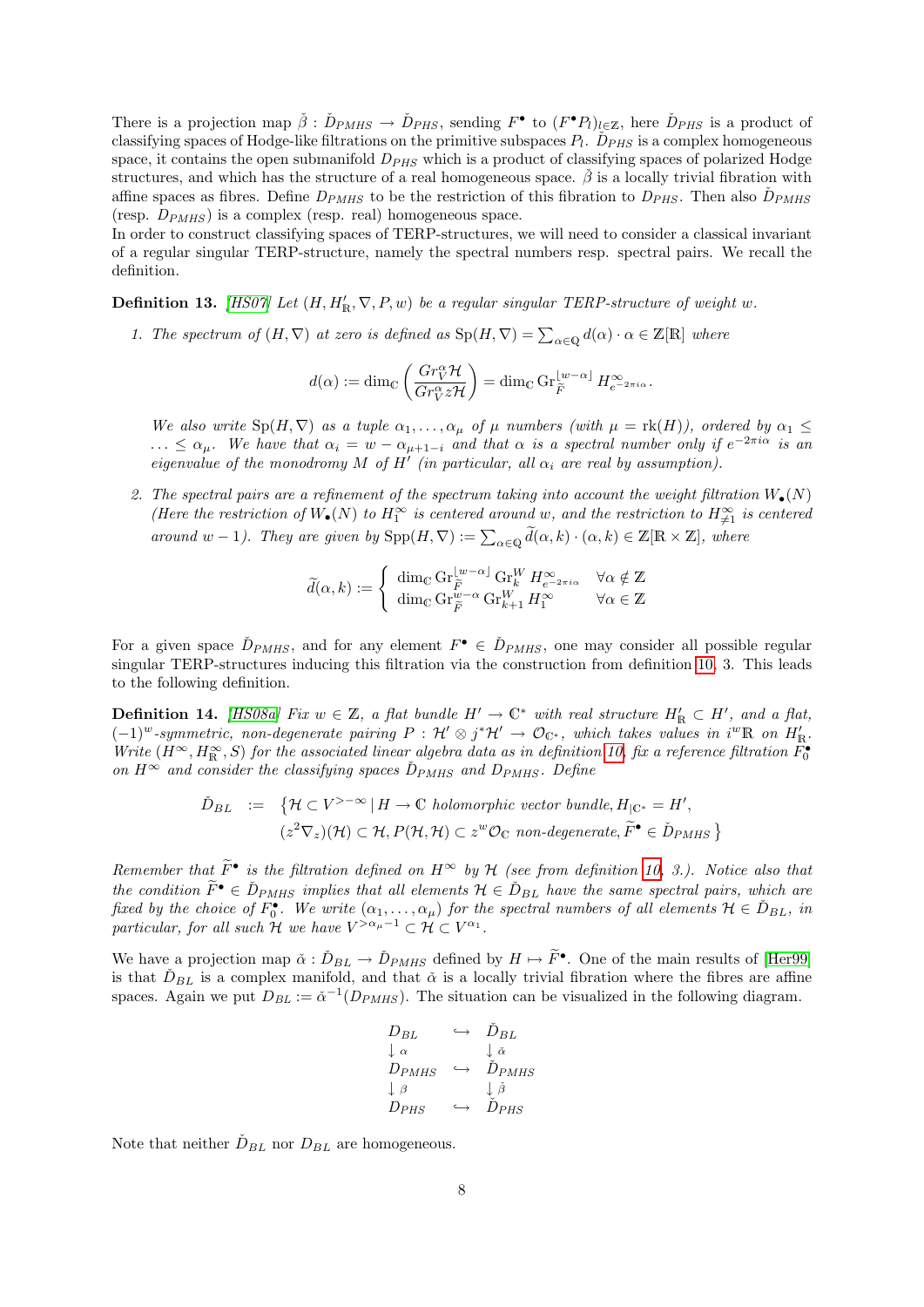There is a projection map $\check{\beta} : \check{D}_{PMHS} \to \check{D}_{PHS}$, sending $F^\bullet$ to $(F^\bullet P_l)_{l\in\mathbb{Z}}$, here $\check{D}_{PHS}$ is a product of classifying spaces of Hodge-like filtrations on the primitive subspaces $P_l$. $\check{D}_{PHS}$ is a complex homogeneous space, it contains the open submanifold $D_{PHS}$ which is a product of classifying spaces of polarized Hodge structures, and which has the structure of a real homogeneous space. $\check{\beta}$ is a locally trivial fibration with affine spaces as fibres. Define $D_{PMHS}$ to be the restriction of this fibration to $D_{PHS}$. Then also $\check{D}_{PMHS}$ (resp. $D_{PMHS}$) is a complex (resp. real) homogeneous space.
In order to construct classifying spaces of TERP-structures, we will need to consider a classical invariant of a regular singular TERP-structure, namely the spectral numbers resp. spectral pairs. We recall the definition.

**Definition 13.** *[HS07] Let $(H, H'_\mathbb{R}, \nabla, P, w)$ be a regular singular TERP-structure of weight $w$.*

1. *The spectrum of $(H, \nabla)$ at zero is defined as $\mathrm{Sp}(H, \nabla) = \sum_{\alpha\in\mathbb{Q}} d(\alpha)\cdot\alpha \in \mathbb{Z}[\mathbb{R}]$ where*

$$d(\alpha) := \dim_\mathbb{C}\left(\frac{Gr_V^\alpha \mathcal{H}}{Gr_V^\alpha z\mathcal{H}}\right) = \dim_\mathbb{C} \mathrm{Gr}_{\widetilde{F}}^{\lfloor w-\alpha\rfloor} H^\infty_{e^{-2\pi i\alpha}}.$$

   *We also write $\mathrm{Sp}(H, \nabla)$ as a tuple $\alpha_1, \ldots, \alpha_\mu$ of $\mu$ numbers (with $\mu = \mathrm{rk}(H)$), ordered by $\alpha_1 \leq \ldots \leq \alpha_\mu$. We have that $\alpha_i = w - \alpha_{\mu+1-i}$ and that $\alpha$ is a spectral number only if $e^{-2\pi i\alpha}$ is an eigenvalue of the monodromy $M$ of $H'$ (in particular, all $\alpha_i$ are real by assumption).*

2. *The spectral pairs are a refinement of the spectrum taking into account the weight filtration $W_\bullet(N)$ (Here the restriction of $W_\bullet(N)$ to $H_1^\infty$ is centered around $w$, and the restriction to $H^\infty_{\neq 1}$ is centered around $w-1$). They are given by $\mathrm{Spp}(H, \nabla) := \sum_{\alpha\in\mathbb{Q}} \widetilde{d}(\alpha, k)\cdot(\alpha, k) \in \mathbb{Z}[\mathbb{R}\times\mathbb{Z}]$, where*

$$\widetilde{d}(\alpha, k) := \left\{ \begin{array}{ll} \dim_\mathbb{C} \mathrm{Gr}_{\widetilde{F}}^{\lfloor w-\alpha\rfloor} \mathrm{Gr}_k^W H^\infty_{e^{-2\pi i\alpha}} & \forall\alpha\notin\mathbb{Z} \\ \dim_\mathbb{C} \mathrm{Gr}_{\widetilde{F}}^{w-\alpha} \mathrm{Gr}_{k+1}^W H_1^\infty & \forall\alpha\in\mathbb{Z} \end{array}\right.$$

For a given space $\check{D}_{PMHS}$, and for any element $F^\bullet \in \check{D}_{PMHS}$, one may consider all possible regular singular TERP-structures inducing this filtration via the construction from definition 10, 3. This leads to the following definition.

**Definition 14.** *[HS08a] Fix $w \in \mathbb{Z}$, a flat bundle $H' \to \mathbb{C}^*$ with real structure $H'_\mathbb{R} \subset H'$, and a flat, $(-1)^w$-symmetric, non-degenerate pairing $P : \mathcal{H}' \otimes j^*\mathcal{H}' \to \mathcal{O}_{\mathbb{C}^*}$, which takes values in $i^w\mathbb{R}$ on $H'_\mathbb{R}$. Write $(H^\infty, H^\infty_\mathbb{R}, S)$ for the associated linear algebra data as in definition 10, fix a reference filtration $F_0^\bullet$ on $H^\infty$ and consider the classifying spaces $\check{D}_{PMHS}$ and $D_{PMHS}$. Define*

$$\begin{aligned} \check{D}_{BL} \;&:=\; \big\{\mathcal{H} \subset V^{>-\infty} \,|\, H \to \mathbb{C} \text{ holomorphic vector bundle}, H_{|\mathbb{C}^*} = H', \\ &\quad (z^2\nabla_z)(\mathcal{H}) \subset \mathcal{H}, P(\mathcal{H}, \mathcal{H}) \subset z^w\mathcal{O}_\mathbb{C} \text{ non-degenerate}, \widetilde{F}^\bullet \in \check{D}_{PMHS}\big\} \end{aligned}$$

*Remember that $\widetilde{F}^\bullet$ is the filtration defined on $H^\infty$ by $\mathcal{H}$ (see from definition 10, 3.). Notice also that the condition $\widetilde{F}^\bullet \in \check{D}_{PMHS}$ implies that all elements $\mathcal{H} \in \check{D}_{BL}$ have the same spectral pairs, which are fixed by the choice of $F_0^\bullet$. We write $(\alpha_1, \ldots, \alpha_\mu)$ for the spectral numbers of all elements $\mathcal{H} \in \check{D}_{BL}$, in particular, for all such $\mathcal{H}$ we have $V^{>\alpha_\mu - 1} \subset \mathcal{H} \subset V^{\alpha_1}$.*

We have a projection map $\check{\alpha} : \check{D}_{BL} \to \check{D}_{PMHS}$ defined by $H \mapsto \widetilde{F}^\bullet$. One of the main results of [Her99] is that $\check{D}_{BL}$ is a complex manifold, and that $\check{\alpha}$ is a locally trivial fibration where the fibres are affine spaces. Again we put $D_{BL} := \check{\alpha}^{-1}(D_{PMHS})$. The situation can be visualized in the following diagram.

$$\begin{array}{ccc} D_{BL} & \hookrightarrow & \check{D}_{BL} \\ \downarrow \alpha & & \downarrow \check{\alpha} \\ D_{PMHS} & \hookrightarrow & \check{D}_{PMHS} \\ \downarrow \beta & & \downarrow \check{\beta} \\ D_{PHS} & \hookrightarrow & \check{D}_{PHS} \end{array}$$

Note that neither $\check{D}_{BL}$ nor $D_{BL}$ are homogeneous.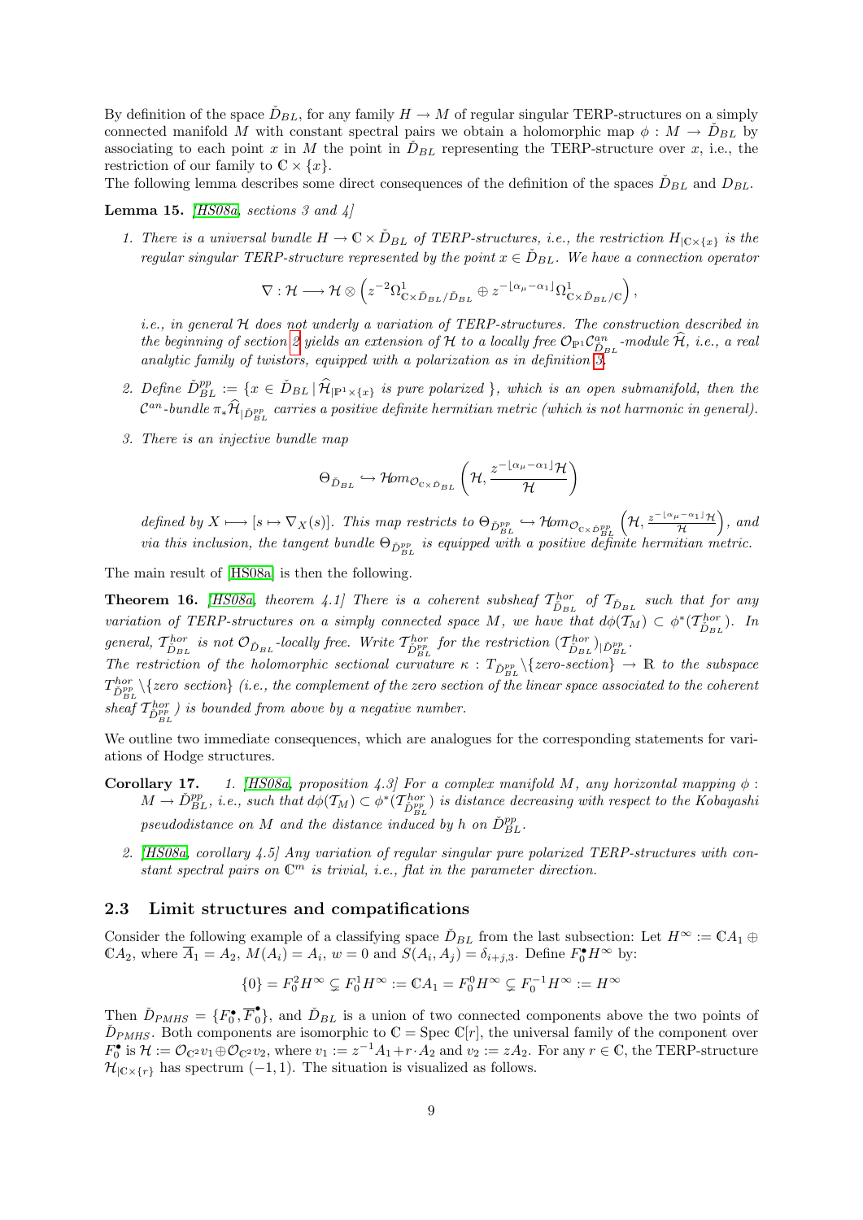By definition of the space $\check{D}_{BL}$, for any family $H \to M$ of regular singular TERP-structures on a simply connected manifold $M$ with constant spectral pairs we obtain a holomorphic map $\phi : M \to \check{D}_{BL}$ by associating to each point $x$ in $M$ the point in $\check{D}_{BL}$ representing the TERP-structure over $x$, i.e., the restriction of our family to $\mathbb{C} \times \{x\}$.
The following lemma describes some direct consequences of the definition of the spaces $\check{D}_{BL}$ and $D_{BL}$.

**Lemma 15.** *[HS08a, sections 3 and 4]*

1. *There is a universal bundle $H \to \mathbb{C} \times \check{D}_{BL}$ of TERP-structures, i.e., the restriction $H_{|\mathbb{C}\times\{x\}}$ is the regular singular TERP-structure represented by the point $x \in \check{D}_{BL}$. We have a connection operator*

$$\nabla : \mathcal{H} \longrightarrow \mathcal{H} \otimes \left( z^{-2}\Omega^1_{\mathbb{C}\times\check{D}_{BL}/\check{D}_{BL}} \oplus z^{-\lfloor \alpha_\mu - \alpha_1 \rfloor}\Omega^1_{\mathbb{C}\times\check{D}_{BL}/\mathbb{C}} \right),$$

   *i.e., in general $\mathcal{H}$ does not underly a variation of TERP-structures. The construction described in the beginning of section 2 yields an extension of $\mathcal{H}$ to a locally free $\mathcal{O}_{\mathbb{P}^1}\mathcal{C}^{an}_{\check{D}_{BL}}$-module $\widehat{\mathcal{H}}$, i.e., a real analytic family of twistors, equipped with a polarization as in definition 3.*

2. *Define $\check{D}^{pp}_{BL} := \{x \in \check{D}_{BL} \,|\, \widehat{\mathcal{H}}_{|\mathbb{P}^1\times\{x\}}$ is pure polarized $\}$, which is an open submanifold, then the $\mathcal{C}^{an}$-bundle $\pi_*\widehat{\mathcal{H}}_{|\check{D}^{pp}_{BL}}$ carries a positive definite hermitian metric (which is not harmonic in general).*

3. *There is an injective bundle map*

$$\Theta_{\check{D}_{BL}} \hookrightarrow \mathcal{H}om_{\mathcal{O}_{\mathbb{C}\times\check{D}_{BL}}}\left(\mathcal{H}, \frac{z^{-\lfloor\alpha_\mu-\alpha_1\rfloor}\mathcal{H}}{\mathcal{H}}\right)$$

   *defined by $X \longmapsto [s \mapsto \nabla_X(s)]$. This map restricts to $\Theta_{\check{D}^{pp}_{BL}} \hookrightarrow \mathcal{H}om_{\mathcal{O}_{\mathbb{C}\times\check{D}^{pp}_{BL}}}\left(\mathcal{H}, \frac{z^{-\lfloor\alpha_\mu-\alpha_1\rfloor}\mathcal{H}}{\mathcal{H}}\right)$, and via this inclusion, the tangent bundle $\Theta_{\check{D}^{pp}_{BL}}$ is equipped with a positive definite hermitian metric.*

The main result of [HS08a] is then the following.

**Theorem 16.** *[HS08a, theorem 4.1] There is a coherent subsheaf $\mathcal{T}^{hor}_{\check{D}_{BL}}$ of $\mathcal{T}_{\check{D}_{BL}}$ such that for any variation of TERP-structures on a simply connected space $M$, we have that $d\phi(\mathcal{T}_M) \subset \phi^*(\mathcal{T}^{hor}_{\check{D}_{BL}})$. In general, $\mathcal{T}^{hor}_{\check{D}_{BL}}$ is not $\mathcal{O}_{\check{D}_{BL}}$-locally free. Write $\mathcal{T}^{hor}_{\check{D}^{pp}_{BL}}$ for the restriction $(\mathcal{T}^{hor}_{\check{D}_{BL}})_{|\check{D}^{pp}_{BL}}$.*
*The restriction of the holomorphic sectional curvature $\kappa : T_{\check{D}^{pp}_{BL}}\backslash\{$zero-section$\} \to \mathbb{R}$ to the subspace $T^{hor}_{\check{D}^{pp}_{BL}}\backslash\{$zero section$\}$ (i.e., the complement of the zero section of the linear space associated to the coherent sheaf $\mathcal{T}^{hor}_{\check{D}^{pp}_{BL}}$) is bounded from above by a negative number.*

We outline two immediate consequences, which are analogues for the corresponding statements for variations of Hodge structures.

**Corollary 17.**

1. *[HS08a, proposition 4.3] For a complex manifold $M$, any horizontal mapping $\phi : M \to \check{D}^{pp}_{BL}$, i.e., such that $d\phi(\mathcal{T}_M) \subset \phi^*(\mathcal{T}^{hor}_{\check{D}^{pp}_{BL}})$ is distance decreasing with respect to the Kobayashi pseudodistance on $M$ and the distance induced by $h$ on $\check{D}^{pp}_{BL}$.*

2. *[HS08a, corollary 4.5] Any variation of regular singular pure polarized TERP-structures with constant spectral pairs on $\mathbb{C}^m$ is trivial, i.e., flat in the parameter direction.*

### 2.3 Limit structures and compatifications

Consider the following example of a classifying space $\check{D}_{BL}$ from the last subsection: Let $H^\infty := \mathbb{C}A_1 \oplus \mathbb{C}A_2$, where $\overline{A}_1 = A_2$, $M(A_i) = A_i$, $w = 0$ and $S(A_i, A_j) = \delta_{i+j,3}$. Define $F^\bullet_0 H^\infty$ by:

$$\{0\} = F^2_0 H^\infty \subsetneq F^1_0 H^\infty := \mathbb{C}A_1 = F^0_0 H^\infty \subsetneq F^{-1}_0 H^\infty := H^\infty$$

Then $\check{D}_{PMHS} = \{F^\bullet_0, \overline{F}^\bullet_0\}$, and $\check{D}_{BL}$ is a union of two connected components above the two points of $\check{D}_{PMHS}$. Both components are isomorphic to $\mathbb{C} = \operatorname{Spec}\mathbb{C}[r]$, the universal family of the component over $F^\bullet_0$ is $\mathcal{H} := \mathcal{O}_{\mathbb{C}^2}v_1 \oplus \mathcal{O}_{\mathbb{C}^2}v_2$, where $v_1 := z^{-1}A_1 + r\cdot A_2$ and $v_2 := zA_2$. For any $r \in \mathbb{C}$, the TERP-structure $\mathcal{H}_{|\mathbb{C}\times\{r\}}$ has spectrum $(-1, 1)$. The situation is visualized as follows.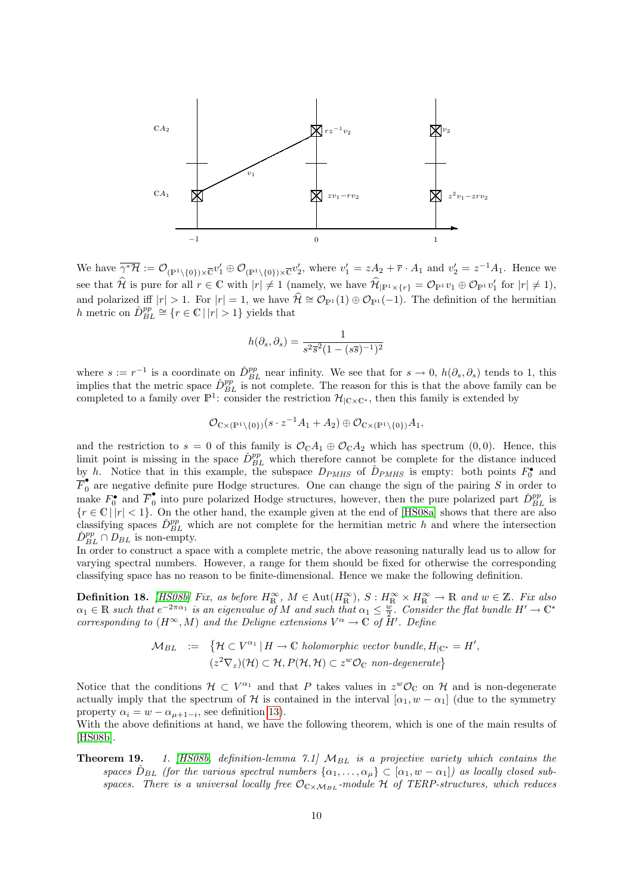We have $\overline{\gamma^*\mathcal{H}} := \mathcal{O}_{(\mathbb{P}^1\setminus\{0\})\times\overline{\mathbb{C}}}v_1' \oplus \mathcal{O}_{(\mathbb{P}^1\setminus\{0\})\times\overline{\mathbb{C}}}v_2'$, where $v_1' = zA_2 + \overline{r}\cdot A_1$ and $v_2' = z^{-1}A_1$. Hence we see that $\widehat{\mathcal{H}}$ is pure for all $r \in \mathbb{C}$ with $|r| \neq 1$ (namely, we have $\widehat{\mathcal{H}}_{|\mathbb{P}^1\times\{r\}} = \mathcal{O}_{\mathbb{P}^1}v_1 \oplus \mathcal{O}_{\mathbb{P}^1}v_1'$ for $|r| \neq 1$), and polarized iff $|r| > 1$. For $|r| = 1$, we have $\widehat{\mathcal{H}} \cong \mathcal{O}_{\mathbb{P}^1}(1) \oplus \mathcal{O}_{\mathbb{P}^1}(-1)$. The definition of the hermitian $h$ metric on $\check{D}_{BL}^{pp} \cong \{r \in \mathbb{C}\,|\,|r| > 1\}$ yields that

$$h(\partial_s, \partial_s) = \frac{1}{s^2\overline{s}^2(1-(s\overline{s})^{-1})^2}$$

where $s := r^{-1}$ is a coordinate on $\check{D}_{BL}^{pp}$ near infinity. We see that for $s \to 0$, $h(\partial_s, \partial_s)$ tends to 1, this implies that the metric space $\check{D}_{BL}^{pp}$ is not complete. The reason for this is that the above family can be completed to a family over $\mathbb{P}^1$: consider the restriction $\mathcal{H}_{|\mathbb{C}\times\mathbb{C}^*}$, then this family is extended by

$$\mathcal{O}_{\mathbb{C}\times(\mathbb{P}^1\setminus\{0\})}(s\cdot z^{-1}A_1 + A_2) \oplus \mathcal{O}_{\mathbb{C}\times(\mathbb{P}^1\setminus\{0\})}A_1,$$

and the restriction to $s = 0$ of this family is $\mathcal{O}_{\mathbb{C}}A_1 \oplus \mathcal{O}_{\mathbb{C}}A_2$ which has spectrum $(0, 0)$. Hence, this limit point is missing in the space $\check{D}_{BL}^{pp}$ which therefore cannot be complete for the distance induced by $h$. Notice that in this example, the subspace $D_{PMHS}$ of $\check{D}_{PMHS}$ is empty: both points $F_0^\bullet$ and $\overline{F}_0^\bullet$ are negative definite pure Hodge structures. One can change the sign of the pairing $S$ in order to make $F_0^\bullet$ and $\overline{F}_0^\bullet$ into pure polarized Hodge structures, however, then the pure polarized part $\check{D}_{BL}^{pp}$ is $\{r \in \mathbb{C}\,|\,|r| < 1\}$. On the other hand, the example given at the end of [HS08a] shows that there are also classifying spaces $\check{D}_{BL}^{pp}$ which are not complete for the hermitian metric $h$ and where the intersection $\check{D}_{BL}^{pp} \cap D_{BL}$ is non-empty.

In order to construct a space with a complete metric, the above reasoning naturally lead us to allow for varying spectral numbers. However, a range for them should be fixed for otherwise the corresponding classifying space has no reason to be finite-dimensional. Hence we make the following definition.

**Definition 18.** *[HS08b] Fix, as before $H_{\mathbb{R}}^\infty$, $M \in \mathrm{Aut}(H_{\mathbb{R}}^\infty)$, $S : H_{\mathbb{R}}^\infty \times H_{\mathbb{R}}^\infty \to \mathbb{R}$ and $w \in \mathbb{Z}$. Fix also $\alpha_1 \in \mathbb{R}$ such that $e^{-2\pi\alpha_1}$ is an eigenvalue of $M$ and such that $\alpha_1 \leq \frac{w}{2}$. Consider the flat bundle $H' \to \mathbb{C}^*$ corresponding to $(H^\infty, M)$ and the Deligne extensions $V^\alpha \to \mathbb{C}$ of $H'$. Define*

$$\begin{aligned}\mathcal{M}_{BL} \;:=\; &\big\{\mathcal{H} \subset V^{\alpha_1}\,|\,H \to \mathbb{C} \text{ holomorphic vector bundle}, H_{|\mathbb{C}^*} = H',\\ &(z^2\nabla_z)(\mathcal{H}) \subset \mathcal{H}, P(\mathcal{H},\mathcal{H}) \subset z^w\mathcal{O}_{\mathbb{C}} \text{ non-degenerate}\big\}\end{aligned}$$

Notice that the conditions $\mathcal{H} \subset V^{\alpha_1}$ and that $P$ takes values in $z^w\mathcal{O}_{\mathbb{C}}$ on $\mathcal{H}$ and is non-degenerate actually imply that the spectrum of $\mathcal{H}$ is contained in the interval $[\alpha_1, w - \alpha_1]$ (due to the symmetry property $\alpha_i = w - \alpha_{\mu+1-i}$, see definition 13).

With the above definitions at hand, we have the following theorem, which is one of the main results of [HS08b].

**Theorem 19.** *1. [HS08b, definition-lemma 7.1] $\mathcal{M}_{BL}$ is a projective variety which contains the spaces $\check{D}_{BL}$ (for the various spectral numbers $\{\alpha_1, \ldots, \alpha_\mu\} \subset [\alpha_1, w - \alpha_1]$) as locally closed subspaces. There is a universal locally free $\mathcal{O}_{\mathbb{C}\times\mathcal{M}_{BL}}$-module $\mathcal{H}$ of TERP-structures, which reduces*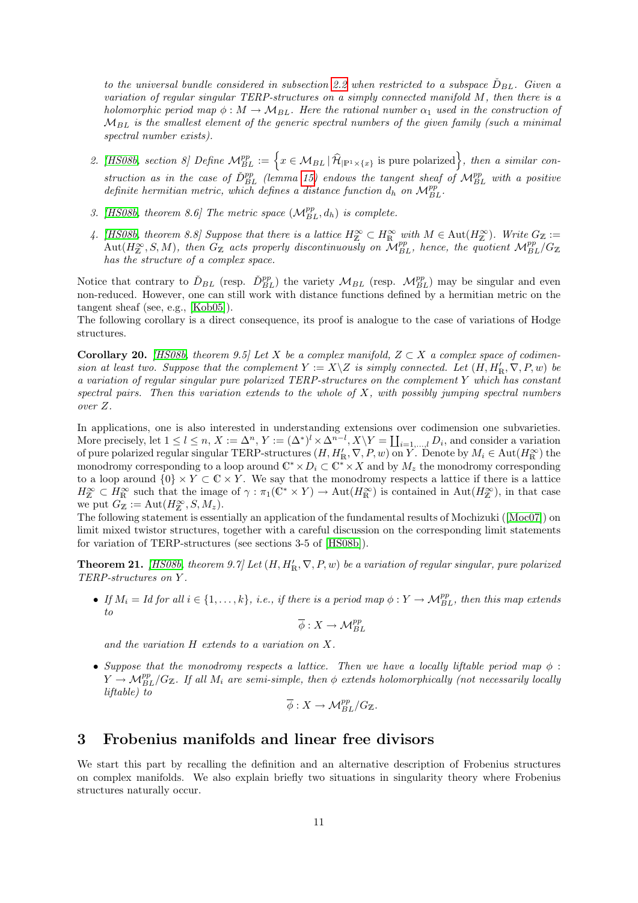*to the universal bundle considered in subsection 2.2 when restricted to a subspace $\check{D}_{BL}$. Given a variation of regular singular TERP-structures on a simply connected manifold $M$, then there is a holomorphic period map $\phi : M \to \mathcal{M}_{BL}$. Here the rational number $\alpha_1$ used in the construction of $\mathcal{M}_{BL}$ is the smallest element of the generic spectral numbers of the given family (such a minimal spectral number exists).*

2. *[HS08b, section 8] Define $\mathcal{M}_{BL}^{pp} := \left\{ x \in \mathcal{M}_{BL} \,|\, \widehat{\mathcal{H}}_{|\mathbb{P}^1 \times \{x\}} \text{ is pure polarized} \right\}$, then a similar construction as in the case of $\check{D}_{BL}^{pp}$ (lemma 15) endows the tangent sheaf of $\mathcal{M}_{BL}^{pp}$ with a positive definite hermitian metric, which defines a distance function $d_h$ on $\mathcal{M}_{BL}^{pp}$.*

3. *[HS08b, theorem 8.6] The metric space $(\mathcal{M}_{BL}^{pp}, d_h)$ is complete.*

4. *[HS08b, theorem 8.8] Suppose that there is a lattice $H^\infty_\mathbb{Z} \subset H^\infty_\mathbb{R}$ with $M \in \operatorname{Aut}(H^\infty_\mathbb{Z})$. Write $G_\mathbb{Z} := \operatorname{Aut}(H^\infty_\mathbb{Z}, S, M)$, then $G_\mathbb{Z}$ acts properly discontinuously on $\mathcal{M}_{BL}^{pp}$, hence, the quotient $\mathcal{M}_{BL}^{pp}/G_\mathbb{Z}$ has the structure of a complex space.*

Notice that contrary to $\check{D}_{BL}$ (resp. $\check{D}_{BL}^{pp}$) the variety $\mathcal{M}_{BL}$ (resp. $\mathcal{M}_{BL}^{pp}$) may be singular and even non-reduced. However, one can still work with distance functions defined by a hermitian metric on the tangent sheaf (see, e.g., [Kob05]).
The following corollary is a direct consequence, its proof is analogue to the case of variations of Hodge structures.

**Corollary 20.** *[HS08b, theorem 9.5] Let $X$ be a complex manifold, $Z \subset X$ a complex space of codimension at least two. Suppose that the complement $Y := X \backslash Z$ is simply connected. Let $(H, H'_\mathbb{R}, \nabla, P, w)$ be a variation of regular singular pure polarized TERP-structures on the complement $Y$ which has constant spectral pairs. Then this variation extends to the whole of $X$, with possibly jumping spectral numbers over $Z$.*

In applications, one is also interested in understanding extensions over codimension one subvarieties. More precisely, let $1 \leq l \leq n$, $X := \Delta^n$, $Y := (\Delta^*)^l \times \Delta^{n-l}$, $X \backslash Y = \coprod_{i=1,\dots,l} D_i$, and consider a variation of pure polarized regular singular TERP-structures $(H, H'_\mathbb{R}, \nabla, P, w)$ on $Y$. Denote by $M_i \in \operatorname{Aut}(H^\infty_\mathbb{R})$ the monodromy corresponding to a loop around $\mathbb{C}^* \times D_i \subset \mathbb{C}^* \times X$ and by $M_z$ the monodromy corresponding to a loop around $\{0\} \times Y \subset \mathbb{C} \times Y$. We say that the monodromy respects a lattice if there is a lattice $H^\infty_\mathbb{Z} \subset H^\infty_\mathbb{R}$ such that the image of $\gamma : \pi_1(\mathbb{C}^* \times Y) \to \operatorname{Aut}(H^\infty_\mathbb{R})$ is contained in $\operatorname{Aut}(H^\infty_\mathbb{Z})$, in that case we put $G_\mathbb{Z} := \operatorname{Aut}(H^\infty_\mathbb{Z}, S, M_z)$.
The following statement is essentially an application of the fundamental results of Mochizuki ([Moc07]) on limit mixed twistor structures, together with a careful discussion on the corresponding limit statements for variation of TERP-structures (see sections 3-5 of [HS08b]).

**Theorem 21.** *[HS08b, theorem 9.7] Let $(H, H'_\mathbb{R}, \nabla, P, w)$ be a variation of regular singular, pure polarized TERP-structures on $Y$.*

- *If $M_i = Id$ for all $i \in \{1, \dots, k\}$, i.e., if there is a period map $\phi : Y \to \mathcal{M}_{BL}^{pp}$, then this map extends to*
$$\overline{\phi} : X \to \mathcal{M}_{BL}^{pp}$$
*and the variation $H$ extends to a variation on $X$.*

- *Suppose that the monodromy respects a lattice. Then we have a locally liftable period map $\phi : Y \to \mathcal{M}_{BL}^{pp}/G_\mathbb{Z}$. If all $M_i$ are semi-simple, then $\phi$ extends holomorphically (not necessarily locally liftable) to*
$$\overline{\phi} : X \to \mathcal{M}_{BL}^{pp}/G_\mathbb{Z}.$$

## 3 Frobenius manifolds and linear free divisors

We start this part by recalling the definition and an alternative description of Frobenius structures on complex manifolds. We also explain briefly two situations in singularity theory where Frobenius structures naturally occur.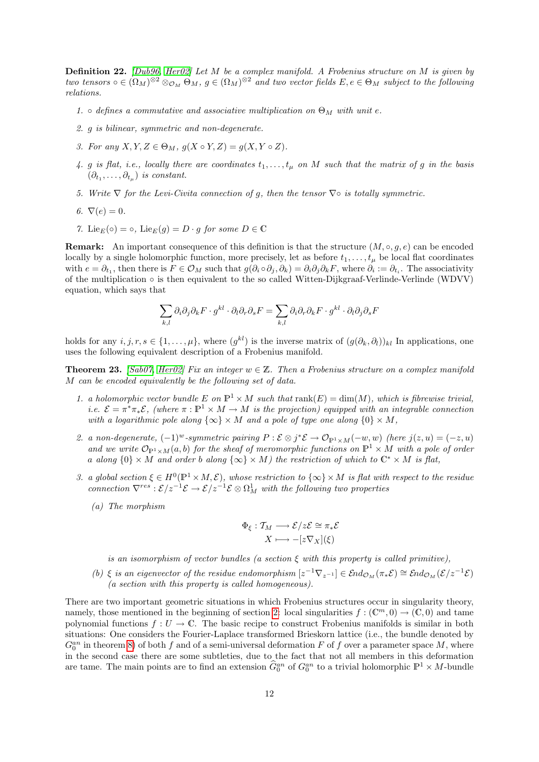**Definition 22.** *[Dub96, Her02] Let $M$ be a complex manifold. A Frobenius structure on $M$ is given by two tensors $\circ \in (\Omega_M)^{\otimes 2} \otimes_{\mathcal{O}_M} \Theta_M$, $g \in (\Omega_M)^{\otimes 2}$ and two vector fields $E, e \in \Theta_M$ subject to the following relations.*

1. *$\circ$ defines a commutative and associative multiplication on $\Theta_M$ with unit $e$.*
2. *$g$ is bilinear, symmetric and non-degenerate.*
3. *For any $X, Y, Z \in \Theta_M$, $g(X \circ Y, Z) = g(X, Y \circ Z)$.*
4. *$g$ is flat, i.e., locally there are coordinates $t_1, \ldots, t_\mu$ on $M$ such that the matrix of $g$ in the basis $(\partial_{t_1}, \ldots, \partial_{t_\mu})$ is constant.*
5. *Write $\nabla$ for the Levi-Civita connection of $g$, then the tensor $\nabla \circ$ is totally symmetric.*
6. *$\nabla(e) = 0$.*
7. *$\mathrm{Lie}_E(\circ) = \circ$, $\mathrm{Lie}_E(g) = D \cdot g$ for some $D \in \mathbb{C}$*

**Remark:** An important consequence of this definition is that the structure $(M, \circ, g, e)$ can be encoded locally by a single holomorphic function, more precisely, let as before $t_1, \ldots, t_\mu$ be local flat coordinates with $e = \partial_{t_1}$, then there is $F \in \mathcal{O}_M$ such that $g(\partial_i \circ \partial_j, \partial_k) = \partial_i \partial_j \partial_k F$, where $\partial_i := \partial_{t_i}$. The associativity of the multiplication $\circ$ is then equivalent to the so called Witten-Dijkgraaf-Verlinde-Verlinde (WDVV) equation, which says that

$$\sum_{k,l} \partial_i \partial_j \partial_k F \cdot g^{kl} \cdot \partial_l \partial_r \partial_s F = \sum_{k,l} \partial_i \partial_r \partial_k F \cdot g^{kl} \cdot \partial_l \partial_j \partial_s F$$

holds for any $i, j, r, s \in \{1, \ldots, \mu\}$, where $(g^{kl})$ is the inverse matrix of $(g(\partial_k, \partial_l))_{kl}$ In applications, one uses the following equivalent description of a Frobenius manifold.

**Theorem 23.** *[Sab07, Her02] Fix an integer $w \in \mathbb{Z}$. Then a Frobenius structure on a complex manifold $M$ can be encoded equivalently be the following set of data.*

1. *a holomorphic vector bundle $E$ on $\mathbb{P}^1 \times M$ such that $\mathrm{rank}(E) = \dim(M)$, which is fibrewise trivial, i.e. $\mathcal{E} = \pi^* \pi_* \mathcal{E}$, (where $\pi : \mathbb{P}^1 \times M \to M$ is the projection) equipped with an integrable connection with a logarithmic pole along $\{\infty\} \times M$ and a pole of type one along $\{0\} \times M$,*
2. *a non-degenerate, $(-1)^w$-symmetric pairing $P : \mathcal{E} \otimes j^* \mathcal{E} \to \mathcal{O}_{\mathbb{P}^1 \times M}(-w, w)$ (here $j(z, u) = (-z, u)$ and we write $\mathcal{O}_{\mathbb{P}^1 \times M}(a, b)$ for the sheaf of meromorphic functions on $\mathbb{P}^1 \times M$ with a pole of order $a$ along $\{0\} \times M$ and order $b$ along $\{\infty\} \times M$) the restriction of which to $\mathbb{C}^* \times M$ is flat,*
3. *a global section $\xi \in H^0(\mathbb{P}^1 \times M, \mathcal{E})$, whose restriction to $\{\infty\} \times M$ is flat with respect to the residue connection $\nabla^{res} : \mathcal{E}/z^{-1}\mathcal{E} \to \mathcal{E}/z^{-1}\mathcal{E} \otimes \Omega^1_M$ with the following two properties*

   *(a) The morphism*

   $$\begin{aligned} \Phi_\xi : \mathcal{T}_M &\longrightarrow \mathcal{E}/z\mathcal{E} \cong \pi_* \mathcal{E} \\ X &\longmapsto -[z \nabla_X](\xi) \end{aligned}$$

   *is an isomorphism of vector bundles (a section $\xi$ with this property is called primitive),*

   *(b) $\xi$ is an eigenvector of the residue endomorphism $[z^{-1}\nabla_{z^{-1}}] \in \mathcal{E}nd_{\mathcal{O}_M}(\pi_* \mathcal{E}) \cong \mathcal{E}nd_{\mathcal{O}_M}(\mathcal{E}/z^{-1}\mathcal{E})$ (a section with this property is called homogeneous).*

There are two important geometric situations in which Frobenius structures occur in singularity theory, namely, those mentioned in the beginning of section 2: local singularities $f : (\mathbb{C}^m, 0) \to (\mathbb{C}, 0)$ and tame polynomial functions $f : U \to \mathbb{C}$. The basic recipe to construct Frobenius manifolds is similar in both situations: One considers the Fourier-Laplace transformed Brieskorn lattice (i.e., the bundle denoted by $G_0^{an}$ in theorem 8) of both $f$ and of a semi-universal deformation $F$ of $f$ over a parameter space $M$, where in the second case there are some subtleties, due to the fact that not all members in this deformation are tame. The main points are to find an extension $\widehat{G}_0^{an}$ of $G_0^{an}$ to a trivial holomorphic $\mathbb{P}^1 \times M$-bundle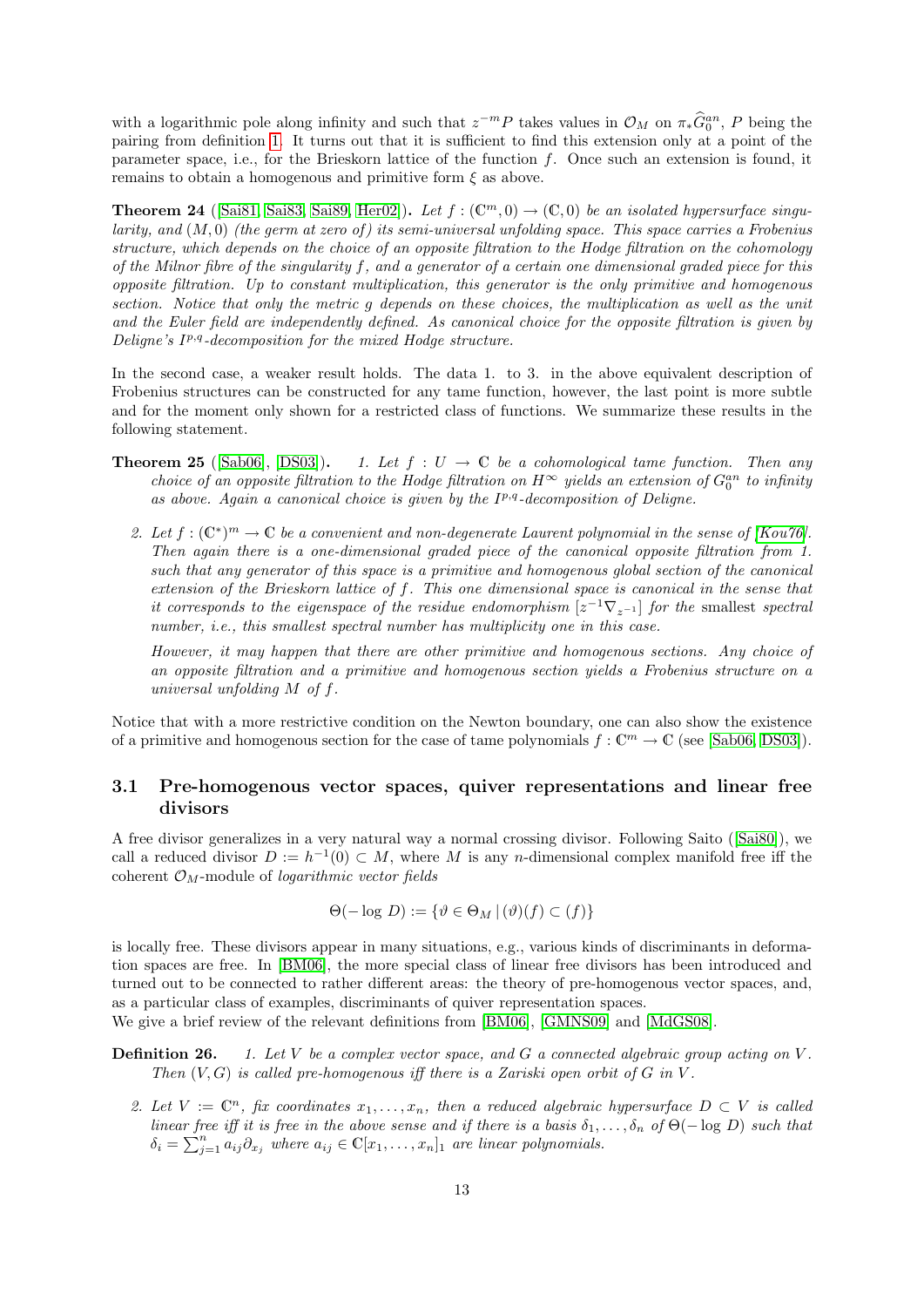with a logarithmic pole along infinity and such that $z^{-m}P$ takes values in $\mathcal{O}_M$ on $\pi_*\widehat{G}_0^{an}$, $P$ being the pairing from definition 1. It turns out that it is sufficient to find this extension only at a point of the parameter space, i.e., for the Brieskorn lattice of the function $f$. Once such an extension is found, it remains to obtain a homogenous and primitive form $\xi$ as above.

**Theorem 24** ([Sai81, Sai83, Sai89, Her02]). *Let $f : (\mathbb{C}^m, 0) \to (\mathbb{C}, 0)$ be an isolated hypersurface singularity, and $(M, 0)$ (the germ at zero of) its semi-universal unfolding space. This space carries a Frobenius structure, which depends on the choice of an opposite filtration to the Hodge filtration on the cohomology of the Milnor fibre of the singularity $f$, and a generator of a certain one dimensional graded piece for this opposite filtration. Up to constant multiplication, this generator is the only primitive and homogenous section. Notice that only the metric $g$ depends on these choices, the multiplication as well as the unit and the Euler field are independently defined. As canonical choice for the opposite filtration is given by Deligne's $I^{p,q}$-decomposition for the mixed Hodge structure.*

In the second case, a weaker result holds. The data 1. to 3. in the above equivalent description of Frobenius structures can be constructed for any tame function, however, the last point is more subtle and for the moment only shown for a restricted class of functions. We summarize these results in the following statement.

**Theorem 25** ([Sab06], [DS03]).
1. *Let $f : U \to \mathbb{C}$ be a cohomological tame function. Then any choice of an opposite filtration to the Hodge filtration on $H^\infty$ yields an extension of $G_0^{an}$ to infinity as above. Again a canonical choice is given by the $I^{p,q}$-decomposition of Deligne.*
2. *Let $f : (\mathbb{C}^*)^m \to \mathbb{C}$ be a convenient and non-degenerate Laurent polynomial in the sense of [Kou76]. Then again there is a one-dimensional graded piece of the canonical opposite filtration from 1. such that any generator of this space is a primitive and homogenous global section of the canonical extension of the Brieskorn lattice of $f$. This one dimensional space is canonical in the sense that it corresponds to the eigenspace of the residue endomorphism $[z^{-1}\nabla_{z^{-1}}]$ for the* smallest *spectral number, i.e., this smallest spectral number has multiplicity one in this case.*

   *However, it may happen that there are other primitive and homogenous sections. Any choice of an opposite filtration and a primitive and homogenous section yields a Frobenius structure on a universal unfolding $M$ of $f$.*

Notice that with a more restrictive condition on the Newton boundary, one can also show the existence of a primitive and homogenous section for the case of tame polynomials $f : \mathbb{C}^m \to \mathbb{C}$ (see [Sab06, DS03]).

### 3.1 Pre-homogenous vector spaces, quiver representations and linear free divisors

A free divisor generalizes in a very natural way a normal crossing divisor. Following Saito ([Sai80]), we call a reduced divisor $D := h^{-1}(0) \subset M$, where $M$ is any $n$-dimensional complex manifold free iff the coherent $\mathcal{O}_M$-module of *logarithmic vector fields*

$$\Theta(-\log D) := \{\vartheta \in \Theta_M \,|\, (\vartheta)(f) \subset (f)\}$$

is locally free. These divisors appear in many situations, e.g., various kinds of discriminants in deformation spaces are free. In [BM06], the more special class of linear free divisors has been introduced and turned out to be connected to rather different areas: the theory of pre-homogenous vector spaces, and, as a particular class of examples, discriminants of quiver representation spaces.
We give a brief review of the relevant definitions from [BM06], [GMNS09] and [MdGS08].

**Definition 26.**
1. *Let $V$ be a complex vector space, and $G$ a connected algebraic group acting on $V$. Then $(V, G)$ is called pre-homogenous iff there is a Zariski open orbit of $G$ in $V$.*
2. *Let $V := \mathbb{C}^n$, fix coordinates $x_1, \ldots, x_n$, then a reduced algebraic hypersurface $D \subset V$ is called linear free iff it is free in the above sense and if there is a basis $\delta_1, \ldots, \delta_n$ of $\Theta(-\log D)$ such that $\delta_i = \sum_{j=1}^n a_{ij}\partial_{x_j}$ where $a_{ij} \in \mathbb{C}[x_1, \ldots, x_n]_1$ are linear polynomials.*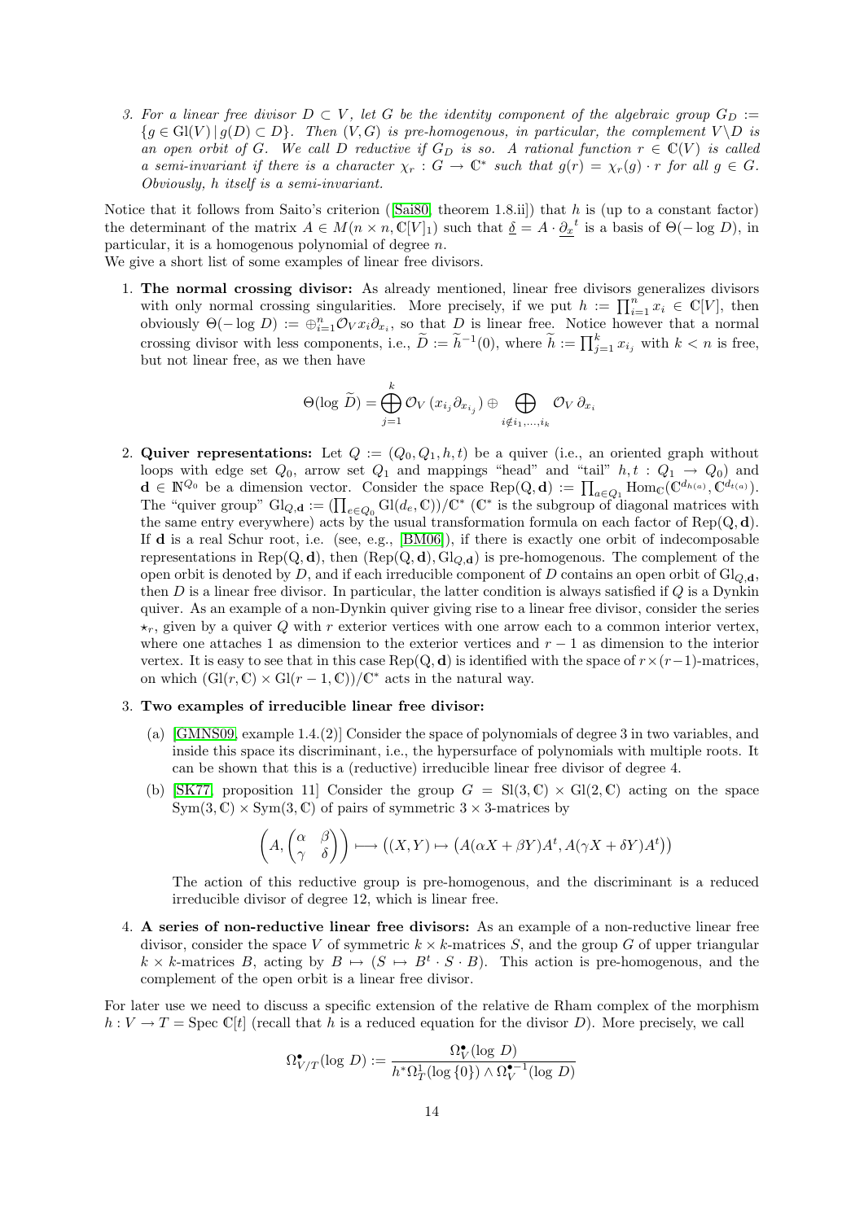3. *For a linear free divisor $D \subset V$, let $G$ be the identity component of the algebraic group $G_D := \{g \in \mathrm{Gl}(V) \,|\, g(D) \subset D\}$. Then $(V, G)$ is pre-homogenous, in particular, the complement $V\backslash D$ is an open orbit of $G$. We call $D$ reductive if $G_D$ is so. A rational function $r \in \mathbb{C}(V)$ is called a semi-invariant if there is a character $\chi_r : G \to \mathbb{C}^*$ such that $g(r) = \chi_r(g) \cdot r$ for all $g \in G$. Obviously, $h$ itself is a semi-invariant.*

Notice that it follows from Saito's criterion ([Sai80, theorem 1.8.ii]) that $h$ is (up to a constant factor) the determinant of the matrix $A \in M(n \times n, \mathbb{C}[V]_1)$ such that $\underline{\delta} = A \cdot \underline{\partial_x}^t$ is a basis of $\Theta(-\log D)$, in particular, it is a homogenous polynomial of degree $n$.
We give a short list of some examples of linear free divisors.

1. **The normal crossing divisor:** As already mentioned, linear free divisors generalizes divisors with only normal crossing singularities. More precisely, if we put $h := \prod_{i=1}^n x_i \in \mathbb{C}[V]$, then obviously $\Theta(-\log D) := \oplus_{i=1}^n \mathcal{O}_V x_i \partial_{x_i}$, so that $D$ is linear free. Notice however that a normal crossing divisor with less components, i.e., $\widetilde{D} := \widetilde{h}^{-1}(0)$, where $\widetilde{h} := \prod_{j=1}^k x_{i_j}$ with $k < n$ is free, but not linear free, as we then have

$$\Theta(\log \widetilde{D}) = \bigoplus_{j=1}^k \mathcal{O}_V \left(x_{i_j} \partial_{x_{i_j}}\right) \oplus \bigoplus_{i \notin i_1, \ldots, i_k} \mathcal{O}_V \, \partial_{x_i}$$

2. **Quiver representations:** Let $Q := (Q_0, Q_1, h, t)$ be a quiver (i.e., an oriented graph without loops with edge set $Q_0$, arrow set $Q_1$ and mappings "head" and "tail" $h, t : Q_1 \to Q_0$) and $\mathbf{d} \in \mathbb{N}^{Q_0}$ be a dimension vector. Consider the space $\mathrm{Rep}(\mathrm{Q}, \mathbf{d}) := \prod_{a \in Q_1} \mathrm{Hom}_\mathbb{C}(\mathbb{C}^{d_{h(a)}}, \mathbb{C}^{d_{t(a)}})$. The "quiver group" $\mathrm{Gl}_{Q,\mathbf{d}} := (\prod_{e \in Q_0} \mathrm{Gl}(d_e, \mathbb{C}))/\mathbb{C}^*$ ($\mathbb{C}^*$ is the subgroup of diagonal matrices with the same entry everywhere) acts by the usual transformation formula on each factor of $\mathrm{Rep}(\mathrm{Q}, \mathbf{d})$. If $\mathbf{d}$ is a real Schur root, i.e. (see, e.g., [BM06]), if there is exactly one orbit of indecomposable representations in $\mathrm{Rep}(\mathrm{Q}, \mathbf{d})$, then $(\mathrm{Rep}(\mathrm{Q}, \mathbf{d}), \mathrm{Gl}_{Q,\mathbf{d}})$ is pre-homogenous. The complement of the open orbit is denoted by $D$, and if each irreducible component of $D$ contains an open orbit of $\mathrm{Gl}_{Q,\mathbf{d}}$, then $D$ is a linear free divisor. In particular, the latter condition is always satisfied if $Q$ is a Dynkin quiver. As an example of a non-Dynkin quiver giving rise to a linear free divisor, consider the series $\star_r$, given by a quiver $Q$ with $r$ exterior vertices with one arrow each to a common interior vertex, where one attaches 1 as dimension to the exterior vertices and $r-1$ as dimension to the interior vertex. It is easy to see that in this case $\mathrm{Rep}(\mathrm{Q}, \mathbf{d})$ is identified with the space of $r \times (r-1)$-matrices, on which $(\mathrm{Gl}(r, \mathbb{C}) \times \mathrm{Gl}(r-1, \mathbb{C}))/\mathbb{C}^*$ acts in the natural way.

3. **Two examples of irreducible linear free divisor:**
   (a) [GMNS09, example 1.4.(2)] Consider the space of polynomials of degree 3 in two variables, and inside this space its discriminant, i.e., the hypersurface of polynomials with multiple roots. It can be shown that this is a (reductive) irreducible linear free divisor of degree 4.
   (b) [SK77, proposition 11] Consider the group $G = \mathrm{Sl}(3, \mathbb{C}) \times \mathrm{Gl}(2, \mathbb{C})$ acting on the space $\mathrm{Sym}(3, \mathbb{C}) \times \mathrm{Sym}(3, \mathbb{C})$ of pairs of symmetric $3 \times 3$-matrices by

$$\left(A, \begin{pmatrix} \alpha & \beta \\ \gamma & \delta \end{pmatrix}\right) \longmapsto \left((X, Y) \mapsto \left(A(\alpha X + \beta Y)A^t, A(\gamma X + \delta Y)A^t\right)\right)$$

   The action of this reductive group is pre-homogenous, and the discriminant is a reduced irreducible divisor of degree 12, which is linear free.

4. **A series of non-reductive linear free divisors:** As an example of a non-reductive linear free divisor, consider the space $V$ of symmetric $k \times k$-matrices $S$, and the group $G$ of upper triangular $k \times k$-matrices $B$, acting by $B \mapsto (S \mapsto B^t \cdot S \cdot B)$. This action is pre-homogenous, and the complement of the open orbit is a linear free divisor.

For later use we need to discuss a specific extension of the relative de Rham complex of the morphism $h : V \to T = \mathrm{Spec}\, \mathbb{C}[t]$ (recall that $h$ is a reduced equation for the divisor $D$). More precisely, we call

$$\Omega^\bullet_{V/T}(\log D) := \frac{\Omega^\bullet_V(\log D)}{h^*\Omega^1_T(\log\{0\}) \wedge \Omega^{\bullet-1}_V(\log D)}$$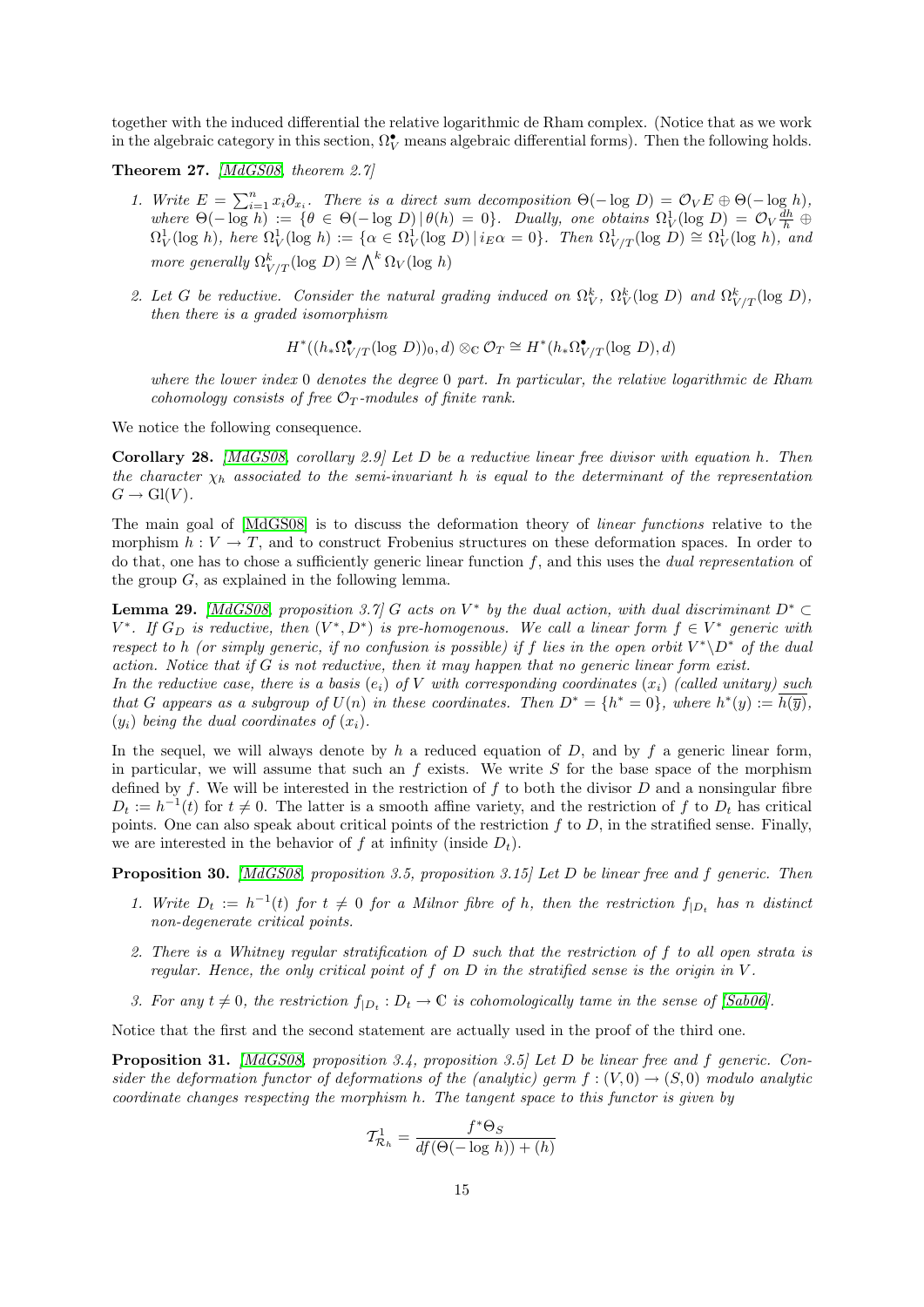together with the induced differential the relative logarithmic de Rham complex. (Notice that as we work in the algebraic category in this section, $\Omega^\bullet_V$ means algebraic differential forms). Then the following holds.

**Theorem 27.** *[MdGS08, theorem 2.7]*

1. *Write $E = \sum_{i=1}^n x_i \partial_{x_i}$. There is a direct sum decomposition $\Theta(-\log D) = \mathcal{O}_V E \oplus \Theta(-\log h)$, where $\Theta(-\log h) := \{\theta \in \Theta(-\log D) \,|\, \theta(h) = 0\}$. Dually, one obtains $\Omega^1_V(\log D) = \mathcal{O}_V \frac{dh}{h} \oplus \Omega^1_V(\log h)$, here $\Omega^1_V(\log h) := \{\alpha \in \Omega^1_V(\log D) \,|\, i_E \alpha = 0\}$. Then $\Omega^1_{V/T}(\log D) \cong \Omega^1_V(\log h)$, and more generally $\Omega^k_{V/T}(\log D) \cong \bigwedge^k \Omega_V(\log h)$*

2. *Let $G$ be reductive. Consider the natural grading induced on $\Omega^k_V$, $\Omega^k_V(\log D)$ and $\Omega^k_{V/T}(\log D)$, then there is a graded isomorphism*

$$H^*((h_*\Omega^\bullet_{V/T}(\log D))_0, d) \otimes_{\mathbb{C}} \mathcal{O}_T \cong H^*(h_*\Omega^\bullet_{V/T}(\log D), d)$$

*where the lower index 0 denotes the degree 0 part. In particular, the relative logarithmic de Rham cohomology consists of free $\mathcal{O}_T$-modules of finite rank.*

We notice the following consequence.

**Corollary 28.** *[MdGS08, corollary 2.9] Let $D$ be a reductive linear free divisor with equation $h$. Then the character $\chi_h$ associated to the semi-invariant $h$ is equal to the determinant of the representation $G \to \mathrm{Gl}(V)$.*

The main goal of [MdGS08] is to discuss the deformation theory of *linear functions* relative to the morphism $h : V \to T$, and to construct Frobenius structures on these deformation spaces. In order to do that, one has to chose a sufficiently generic linear function $f$, and this uses the *dual representation* of the group $G$, as explained in the following lemma.

**Lemma 29.** *[MdGS08, proposition 3.7] $G$ acts on $V^*$ by the dual action, with dual discriminant $D^* \subset V^*$. If $G_D$ is reductive, then $(V^*, D^*)$ is pre-homogenous. We call a linear form $f \in V^*$ generic with respect to $h$ (or simply generic, if no confusion is possible) if $f$ lies in the open orbit $V^* \backslash D^*$ of the dual action. Notice that if $G$ is not reductive, then it may happen that no generic linear form exist.*
*In the reductive case, there is a basis $(e_i)$ of $V$ with corresponding coordinates $(x_i)$ (called unitary) such that $G$ appears as a subgroup of $U(n)$ in these coordinates. Then $D^* = \{h^* = 0\}$, where $h^*(y) := \overline{h(\overline{y})}$, $(y_i)$ being the dual coordinates of $(x_i)$.*

In the sequel, we will always denote by $h$ a reduced equation of $D$, and by $f$ a generic linear form, in particular, we will assume that such an $f$ exists. We write $S$ for the base space of the morphism defined by $f$. We will be interested in the restriction of $f$ to both the divisor $D$ and a nonsingular fibre $D_t := h^{-1}(t)$ for $t \neq 0$. The latter is a smooth affine variety, and the restriction of $f$ to $D_t$ has critical points. One can also speak about critical points of the restriction $f$ to $D$, in the stratified sense. Finally, we are interested in the behavior of $f$ at infinity (inside $D_t$).

**Proposition 30.** *[MdGS08, proposition 3.5, proposition 3.15] Let $D$ be linear free and $f$ generic. Then*

1. *Write $D_t := h^{-1}(t)$ for $t \neq 0$ for a Milnor fibre of $h$, then the restriction $f_{|D_t}$ has $n$ distinct non-degenerate critical points.*

2. *There is a Whitney regular stratification of $D$ such that the restriction of $f$ to all open strata is regular. Hence, the only critical point of $f$ on $D$ in the stratified sense is the origin in $V$.*

3. *For any $t \neq 0$, the restriction $f_{|D_t} : D_t \to \mathbb{C}$ is cohomologically tame in the sense of [Sab06].*

Notice that the first and the second statement are actually used in the proof of the third one.

**Proposition 31.** *[MdGS08, proposition 3.4, proposition 3.5] Let $D$ be linear free and $f$ generic. Consider the deformation functor of deformations of the (analytic) germ $f : (V, 0) \to (S, 0)$ modulo analytic coordinate changes respecting the morphism $h$. The tangent space to this functor is given by*

$$\mathcal{T}^1_{\mathcal{R}_h} = \frac{f^*\Theta_S}{df(\Theta(-\log h)) + (h)}$$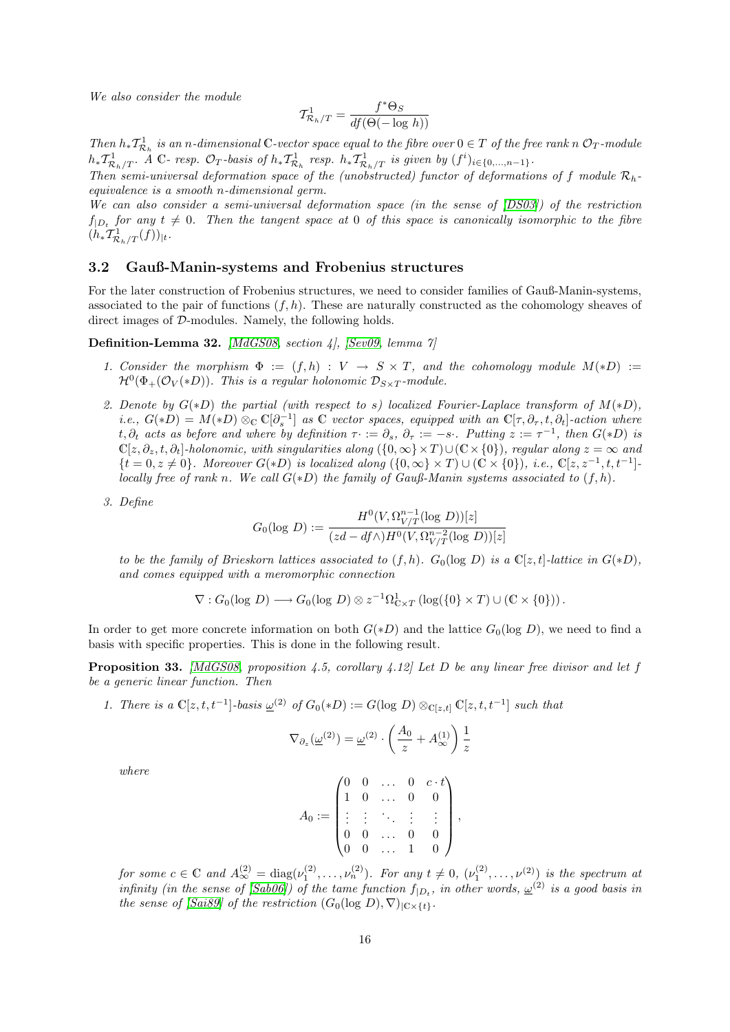*We also consider the module*

$$\mathcal{T}^1_{\mathcal{R}_h/T} = \frac{f^*\Theta_S}{df(\Theta(-\log h))}$$

*Then $h_*\mathcal{T}^1_{\mathcal{R}_h}$ is an $n$-dimensional $\mathbb{C}$-vector space equal to the fibre over $0 \in T$ of the free rank $n$ $\mathcal{O}_T$-module $h_*\mathcal{T}^1_{\mathcal{R}_h/T}$. A $\mathbb{C}$- resp. $\mathcal{O}_T$-basis of $h_*\mathcal{T}^1_{\mathcal{R}_h}$ resp. $h_*\mathcal{T}^1_{\mathcal{R}_h/T}$ is given by $(f^i)_{i\in\{0,\ldots,n-1\}}$.*
*Then semi-universal deformation space of the (unobstructed) functor of deformations of $f$ module $\mathcal{R}_h$-equivalence is a smooth $n$-dimensional germ.*
*We can also consider a semi-universal deformation space (in the sense of [DS03]) of the restriction $f_{|D_t}$ for any $t \neq 0$. Then the tangent space at 0 of this space is canonically isomorphic to the fibre $(h_*\mathcal{T}^1_{\mathcal{R}_h/T}(f))_{|t}$.*

## 3.2 Gauß-Manin-systems and Frobenius structures

For the later construction of Frobenius structures, we need to consider families of Gauß-Manin-systems, associated to the pair of functions $(f, h)$. These are naturally constructed as the cohomology sheaves of direct images of $\mathcal{D}$-modules. Namely, the following holds.

**Definition-Lemma 32.** *[MdGS08, section 4], [Sev09, lemma 7]*

1. *Consider the morphism $\Phi := (f, h) : V \to S \times T$, and the cohomology module $M(*D) := \mathcal{H}^0(\Phi_+(\mathcal{O}_V(*D))$. This is a regular holonomic $\mathcal{D}_{S\times T}$-module.*
2. *Denote by $G(*D)$ the partial (with respect to $s$) localized Fourier-Laplace transform of $M(*D)$, i.e., $G(*D) = M(*D) \otimes_{\mathbb{C}} \mathbb{C}[\partial_s^{-1}]$ as $\mathbb{C}$ vector spaces, equipped with an $\mathbb{C}[\tau, \partial_\tau, t, \partial_t]$-action where $t, \partial_t$ acts as before and where by definition $\tau\cdot := \partial_s$, $\partial_\tau := -s\cdot$. Putting $z := \tau^{-1}$, then $G(*D)$ is $\mathbb{C}[z, \partial_z, t, \partial_t]$-holonomic, with singularities along $(\{0,\infty\}\times T) \cup (\mathbb{C}\times\{0\})$, regular along $z = \infty$ and $\{t = 0, z \neq 0\}$. Moreover $G(*D)$ is localized along $(\{0,\infty\}\times T) \cup (\mathbb{C}\times\{0\})$, i.e., $\mathbb{C}[z, z^{-1}, t, t^{-1}]$-locally free of rank $n$. We call $G(*D)$ the family of Gauß-Manin systems associated to $(f, h)$.*
3. *Define*

$$G_0(\log D) := \frac{H^0(V, \Omega^{n-1}_{V/T}(\log D))[z]}{(zd - df\wedge)H^0(V, \Omega^{n-2}_{V/T}(\log D))[z]}$$

*to be the family of Brieskorn lattices associated to $(f, h)$. $G_0(\log D)$ is a $\mathbb{C}[z, t]$-lattice in $G(*D)$, and comes equipped with a meromorphic connection*

$$\nabla : G_0(\log D) \longrightarrow G_0(\log D) \otimes z^{-1}\Omega^1_{\mathbb{C}\times T}\left(\log(\{0\}\times T) \cup (\mathbb{C}\times\{0\})\right).$$

In order to get more concrete information on both $G(*D)$ and the lattice $G_0(\log D)$, we need to find a basis with specific properties. This is done in the following result.

**Proposition 33.** *[MdGS08, proposition 4.5, corollary 4.12] Let $D$ be any linear free divisor and let $f$ be a generic linear function. Then*

1. *There is a $\mathbb{C}[z, t, t^{-1}]$-basis $\underline{\omega}^{(2)}$ of $G_0(*D) := G(\log D) \otimes_{\mathbb{C}[z,t]} \mathbb{C}[z, t, t^{-1}]$ such that*

$$\nabla_{\partial_z}(\underline{\omega}^{(2)}) = \underline{\omega}^{(2)} \cdot \left(\frac{A_0}{z} + A^{(1)}_\infty\right)\frac{1}{z}$$

*where*

$$A_0 := \begin{pmatrix} 0 & 0 & \ldots & 0 & c\cdot t \\ 1 & 0 & \ldots & 0 & 0 \\ \vdots & \vdots & \ddots & \vdots & \vdots \\ 0 & 0 & \ldots & 0 & 0 \\ 0 & 0 & \ldots & 1 & 0 \end{pmatrix},$$

*for some $c \in \mathbb{C}$ and $A^{(2)}_\infty = \mathrm{diag}(\nu^{(2)}_1, \ldots, \nu^{(2)}_n)$. For any $t \neq 0$, $(\nu^{(2)}_1, \ldots, \nu^{(2)})$ is the spectrum at infinity (in the sense of [Sab06]) of the tame function $f_{|D_t}$, in other words, $\underline{\omega}^{(2)}$ is a good basis in the sense of [Sai89] of the restriction $(G_0(\log D), \nabla)_{|\mathbb{C}\times\{t\}}$.*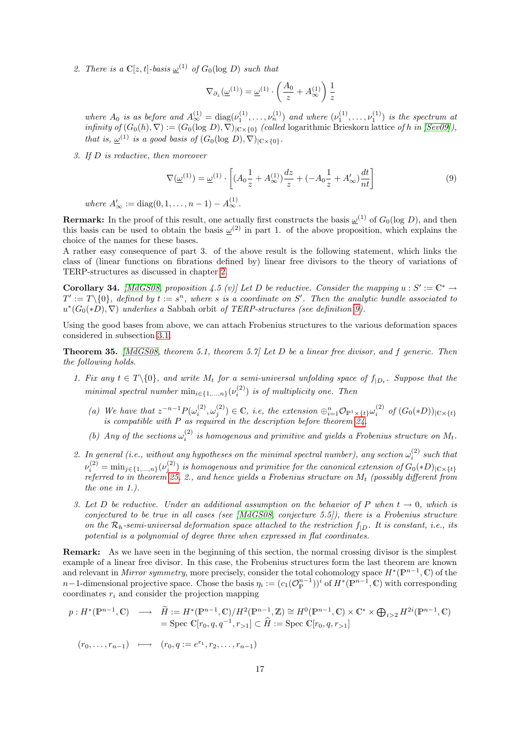2. *There is a $\mathbb{C}[z,t]$-basis $\underline{\omega}^{(1)}$ of $G_0(\log D)$ such that*

$$\nabla_{\partial_z}(\underline{\omega}^{(1)}) = \underline{\omega}^{(1)} \cdot \left(\frac{A_0}{z} + A_\infty^{(1)}\right)\frac{1}{z}$$

*where $A_0$ is as before and $A_\infty^{(1)} = \mathrm{diag}(\nu_1^{(1)}, \ldots, \nu_n^{(1)})$ and where $(\nu_1^{(1)}, \ldots, \nu_1^{(1)})$ is the spectrum at infinity of $(G_0(h), \nabla) := (G_0(\log D), \nabla)_{|\mathbb{C}\times\{0\}}$ (called* logarithmic Brieskorn lattice *of $h$ in [Sev09]), that is, $\underline{\omega}^{(1)}$ is a good basis of $(G_0(\log D), \nabla)_{|\mathbb{C}\times\{0\}}$.*

3. *If $D$ is reductive, then moreover*

$$\nabla(\underline{\omega}^{(1)}) = \underline{\omega}^{(1)} \cdot \left[(A_0\frac{1}{z} + A_\infty^{(1)})\frac{dz}{z} + (-A_0\frac{1}{z} + A'_\infty)\frac{dt}{nt}\right] \tag{9}$$

*where $A'_\infty := \mathrm{diag}(0, 1, \ldots, n-1) - A_\infty^{(1)}$.*

**Rermark:** In the proof of this result, one actually first constructs the basis $\underline{\omega}^{(1)}$ of $G_0(\log D)$, and then this basis can be used to obtain the basis $\underline{\omega}^{(2)}$ in part 1. of the above proposition, which explains the choice of the names for these bases.
A rather easy consequence of part 3. of the above result is the following statement, which links the class of (linear functions on fibrations defined by) linear free divisors to the theory of variations of TERP-structures as discussed in chapter 2.

**Corollary 34.** *[MdGS08, proposition 4.5 (v)] Let $D$ be reductive. Consider the mapping $u : S' := \mathbb{C}^* \to T' := T\backslash\{0\}$, defined by $t := s^n$, where $s$ is a coordinate on $S'$. Then the analytic bundle associated to $u^*(G_0(*D), \nabla)$ underlies a* Sabbah orbit *of TERP-structures (see definition 9).*

Using the good bases from above, we can attach Frobenius structures to the various deformation spaces considered in subsection 3.1.

**Theorem 35.** *[MdGS08, theorem 5.1, theorem 5.7] Let $D$ be a linear free divisor, and $f$ generic. Then the following holds.*

1. *Fix any $t \in T\backslash\{0\}$, and write $M_t$ for a semi-universal unfolding space of $f_{|D_t}$. Suppose that the minimal spectral number $\min_{i\in\{1,\ldots,n\}}(\nu_i^{(2)})$ is of multiplicity one. Then*
   (a) *We have that $z^{-n-1}P(\omega_i^{(2)}, \omega_j^{(2)}) \in \mathbb{C}$, i.e, the extension $\oplus_{i=1}^n \mathcal{O}_{\mathbb{P}^1\times\{t\}}\omega_i^{(2)}$ of $(G_0(*D))_{|\mathbb{C}\times\{t\}}$ is compatible with $P$ as required in the description before theorem 24.*
   (b) *Any of the sections $\omega_i^{(2)}$ is homogenous and primitive and yields a Frobenius structure on $M_t$.*
2. *In general (i.e., without any hypotheses on the minimal spectral number), any section $\omega_i^{(2)}$ such that $\nu_i^{(2)} = \min_{j\in\{1,\ldots,n\}}(\nu_j^{(2)})$ is homogenous and primitive for the canonical extension of $G_0(*D)_{|\mathbb{C}\times\{t\}}$ referred to in theorem 25, 2., and hence yields a Frobenius structure on $M_t$ (possibly different from the one in 1.).*
3. *Let $D$ be reductive. Under an additional assumption on the behavior of $P$ when $t \to 0$, which is conjectured to be true in all cases (see [MdGS08, conjecture 5.5]), there is a Frobenius structure on the $\mathcal{R}_h$-semi-universal deformation space attached to the restriction $f_{|D}$. It is constant, i.e., its potential is a polynomial of degree three when expressed in flat coordinates.*

**Remark:** As we have seen in the beginning of this section, the normal crossing divisor is the simplest example of a linear free divisor. In this case, the Frobenius structures form the last theorem are known and relevant in *Mirror symmetry*, more precisely, consider the total cohomology space $H^*(\mathbb{P}^{n-1}, \mathbb{C})$ of the $n-1$-dimensional projective space. Chose the basis $\eta_i := (c_1(\mathcal{O}_{\mathbb{P}}^{n-1}))^i$ of $H^*(\mathbb{P}^{n-1}, \mathbb{C})$ with corresponding coordinates $r_i$ and consider the projection mapping

$$\begin{aligned}
p : H^*(\mathbb{P}^{n-1}, \mathbb{C}) \quad &\longrightarrow \quad \widetilde{H} := H^*(\mathbb{P}^{n-1}, \mathbb{C})/H^2(\mathbb{P}^{n-1}, \mathbb{Z}) \cong H^0(\mathbb{P}^{n-1}, \mathbb{C}) \times \mathbb{C}^* \times \bigoplus_{i>2} H^{2i}(\mathbb{P}^{n-1}, \mathbb{C}) \\
&\qquad = \mathrm{Spec}\, \mathbb{C}[r_0, q, q^{-1}, r_{>1}] \subset \widehat{H} := \mathrm{Spec}\, \mathbb{C}[r_0, q, r_{>1}] \\
(r_0, \ldots, r_{n-1}) \quad &\longmapsto \quad (r_0, q := e^{r_1}, r_2, \ldots, r_{n-1})
\end{aligned}$$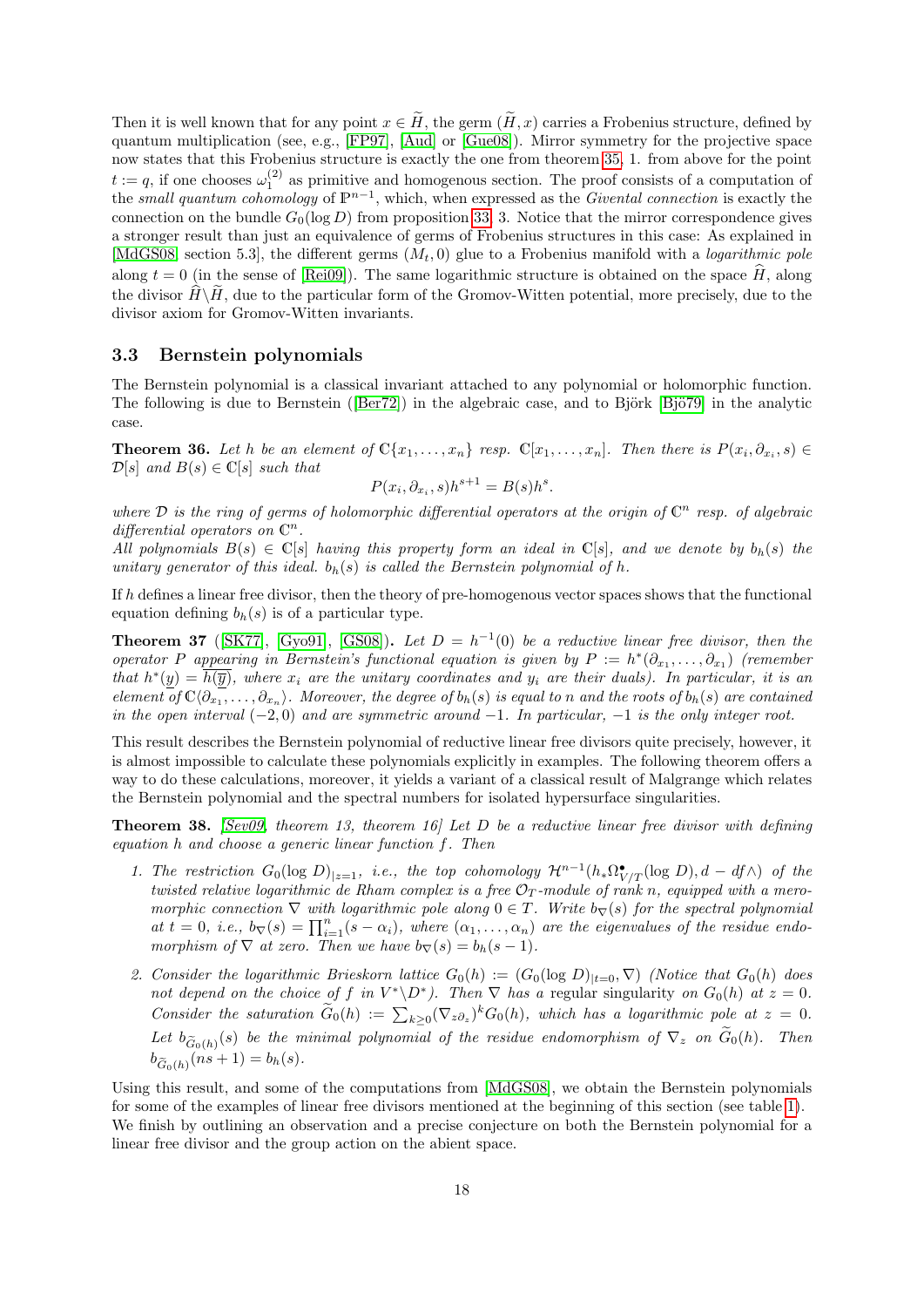Then it is well known that for any point $x \in \widetilde{H}$, the germ $(\widetilde{H}, x)$ carries a Frobenius structure, defined by quantum multiplication (see, e.g., [FP97], [Aud] or [Gue08]). Mirror symmetry for the projective space now states that this Frobenius structure is exactly the one from theorem 35, 1. from above for the point $t := q$, if one chooses $\omega_1^{(2)}$ as primitive and homogenous section. The proof consists of a computation of the *small quantum cohomology* of $\mathbb{P}^{n-1}$, which, when expressed as the *Givental connection* is exactly the connection on the bundle $G_0(\log D)$ from proposition 33, 3. Notice that the mirror correspondence gives a stronger result than just an equivalence of germs of Frobenius structures in this case: As explained in [MdGS08] section 5.3], the different germs $(M_t, 0)$ glue to a Frobenius manifold with a *logarithmic pole* along $t = 0$ (in the sense of [Rei09]). The same logarithmic structure is obtained on the space $\widehat{H}$, along the divisor $\widehat{H}\backslash\widetilde{H}$, due to the particular form of the Gromov-Witten potential, more precisely, due to the divisor axiom for Gromov-Witten invariants.

### 3.3 Bernstein polynomials

The Bernstein polynomial is a classical invariant attached to any polynomial or holomorphic function. The following is due to Bernstein ([Ber72]) in the algebraic case, and to Björk [Bjö79] in the analytic case.

**Theorem 36.** *Let $h$ be an element of $\mathbb{C}\{x_1, \ldots, x_n\}$ resp. $\mathbb{C}[x_1, \ldots, x_n]$. Then there is $P(x_i, \partial_{x_i}, s) \in \mathcal{D}[s]$ and $B(s) \in \mathbb{C}[s]$ such that*

$$P(x_i, \partial_{x_i}, s)h^{s+1} = B(s)h^s.$$

*where $\mathcal{D}$ is the ring of germs of holomorphic differential operators at the origin of $\mathbb{C}^n$ resp. of algebraic differential operators on $\mathbb{C}^n$.*
*All polynomials $B(s) \in \mathbb{C}[s]$ having this property form an ideal in $\mathbb{C}[s]$, and we denote by $b_h(s)$ the unitary generator of this ideal. $b_h(s)$ is called the Bernstein polynomial of $h$.*

If $h$ defines a linear free divisor, then the theory of pre-homogenous vector spaces shows that the functional equation defining $b_h(s)$ is of a particular type.

**Theorem 37** ([SK77], [Gyo91], [GS08])**.** *Let $D = h^{-1}(0)$ be a reductive linear free divisor, then the operator $P$ appearing in Bernstein's functional equation is given by $P := h^*(\partial_{x_1}, \ldots, \partial_{x_1})$ (remember that $h^*(\underline{y}) = \overline{h(\overline{y})}$, where $x_i$ are the unitary coordinates and $y_i$ are their duals). In particular, it is an element of $\mathbb{C}\langle\partial_{x_1}, \ldots, \partial_{x_n}\rangle$. Moreover, the degree of $b_h(s)$ is equal to $n$ and the roots of $b_h(s)$ are contained in the open interval $(-2, 0)$ and are symmetric around $-1$. In particular, $-1$ is the only integer root.*

This result describes the Bernstein polynomial of reductive linear free divisors quite precisely, however, it is almost impossible to calculate these polynomials explicitly in examples. The following theorem offers a way to do these calculations, moreover, it yields a variant of a classical result of Malgrange which relates the Bernstein polynomial and the spectral numbers for isolated hypersurface singularities.

**Theorem 38.** *[Sev09, theorem 13, theorem 16] Let $D$ be a reductive linear free divisor with defining equation $h$ and choose a generic linear function $f$. Then*

1. *The restriction $G_0(\log D)_{|z=1}$, i.e., the top cohomology $\mathcal{H}^{n-1}(h_*\Omega^\bullet_{V/T}(\log D), d - df\wedge)$ of the twisted relative logarithmic de Rham complex is a free $\mathcal{O}_T$-module of rank $n$, equipped with a meromorphic connection $\nabla$ with logarithmic pole along $0 \in T$. Write $b_\nabla(s)$ for the spectral polynomial at $t = 0$, i.e., $b_\nabla(s) = \prod_{i=1}^n (s - \alpha_i)$, where $(\alpha_1, \ldots, \alpha_n)$ are the eigenvalues of the residue endomorphism of $\nabla$ at zero. Then we have $b_\nabla(s) = b_h(s-1)$.*

2. *Consider the logarithmic Brieskorn lattice $G_0(h) := (G_0(\log D)_{|t=0}, \nabla)$ (Notice that $G_0(h)$ does not depend on the choice of $f$ in $V^*\backslash D^*$). Then $\nabla$ has a* regular *singularity on $G_0(h)$ at $z = 0$. Consider the saturation $\widetilde{G}_0(h) := \sum_{k\geq 0}(\nabla_{z\partial_z})^k G_0(h)$, which has a logarithmic pole at $z = 0$. Let $b_{\widetilde{G}_0(h)}(s)$ be the minimal polynomial of the residue endomorphism of $\nabla_z$ on $\widetilde{G}_0(h)$. Then $b_{\widetilde{G}_0(h)}(ns+1) = b_h(s)$.*

Using this result, and some of the computations from [MdGS08], we obtain the Bernstein polynomials for some of the examples of linear free divisors mentioned at the beginning of this section (see table 1). We finish by outlining an observation and a precise conjecture on both the Bernstein polynomial for a linear free divisor and the group action on the abient space.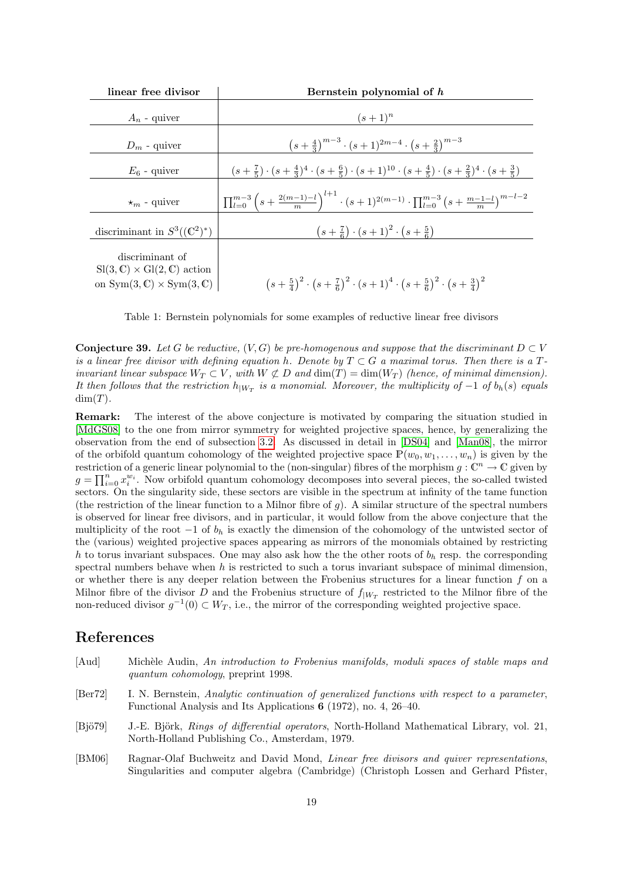| linear free divisor | Bernstein polynomial of $h$ |
|---|---|
| $A_n$ - quiver | $(s+1)^n$ |
| $D_m$ - quiver | $\left(s+\frac{4}{3}\right)^{m-3} \cdot (s+1)^{2m-4} \cdot \left(s+\frac{2}{3}\right)^{m-3}$ |
| $E_6$ - quiver | $(s+\frac{7}{5}) \cdot (s+\frac{4}{3})^4 \cdot (s+\frac{6}{5}) \cdot (s+1)^{10} \cdot (s+\frac{4}{5}) \cdot (s+\frac{2}{3})^4 \cdot (s+\frac{3}{5})$ |
| $\star_m$ - quiver | $\prod_{l=0}^{m-3}\left(s+\frac{2(m-1)-l}{m}\right)^{l+1} \cdot (s+1)^{2(m-1)} \cdot \prod_{l=0}^{m-3}\left(s+\frac{m-1-l}{m}\right)^{m-l-2}$ |
| discriminant in $S^3((\mathbb{C}^2)^*)$ | $\left(s+\frac{7}{6}\right) \cdot (s+1)^2 \cdot \left(s+\frac{5}{6}\right)$ |
| discriminant of $\mathrm{Sl}(3,\mathbb{C}) \times \mathrm{Gl}(2,\mathbb{C})$ action on $\mathrm{Sym}(3,\mathbb{C}) \times \mathrm{Sym}(3,\mathbb{C})$ | $\left(s+\frac{5}{4}\right)^2 \cdot \left(s+\frac{7}{6}\right)^2 \cdot (s+1)^4 \cdot \left(s+\frac{5}{6}\right)^2 \cdot \left(s+\frac{3}{4}\right)^2$ |

Table 1: Bernstein polynomials for some examples of reductive linear free divisors

**Conjecture 39.** *Let $G$ be reductive, $(V,G)$ be pre-homogenous and suppose that the discriminant $D \subset V$ is a linear free divisor with defining equation $h$. Denote by $T \subset G$ a maximal torus. Then there is a $T$-invariant linear subspace $W_T \subset V$, with $W \not\subset D$ and $\dim(T) = \dim(W_T)$ (hence, of minimal dimension). It then follows that the restriction $h_{|W_T}$ is a monomial. Moreover, the multiplicity of $-1$ of $b_h(s)$ equals $\dim(T)$.*

**Remark:** The interest of the above conjecture is motivated by comparing the situation studied in [MdGS08] to the one from mirror symmetry for weighted projective spaces, hence, by generalizing the observation from the end of subsection 3.2. As discussed in detail in [DS04] and [Man08], the mirror of the orbifold quantum cohomology of the weighted projective space $\mathbb{P}(w_0, w_1, \ldots, w_n)$ is given by the restriction of a generic linear polynomial to the (non-singular) fibres of the morphism $g: \mathbb{C}^n \to \mathbb{C}$ given by $g = \prod_{i=0}^n x_i^{w_i}$. Now orbifold quantum cohomology decomposes into several pieces, the so-called twisted sectors. On the singularity side, these sectors are visible in the spectrum at infinity of the tame function (the restriction of the linear function to a Milnor fibre of $g$). A similar structure of the spectral numbers is observed for linear free divisors, and in particular, it would follow from the above conjecture that the multiplicity of the root $-1$ of $b_h$ is exactly the dimension of the cohomology of the untwisted sector of the (various) weighted projective spaces appearing as mirrors of the monomials obtained by restricting $h$ to torus invariant subspaces. One may also ask how the the other roots of $b_h$ resp. the corresponding spectral numbers behave when $h$ is restricted to such a torus invariant subspace of minimal dimension, or whether there is any deeper relation between the Frobenius structures for a linear function $f$ on a Milnor fibre of the divisor $D$ and the Frobenius structure of $f_{|W_T}$ restricted to the Milnor fibre of the non-reduced divisor $g^{-1}(0) \subset W_T$, i.e., the mirror of the corresponding weighted projective space.

# References

[Aud] Michèle Audin, *An introduction to Frobenius manifolds, moduli spaces of stable maps and quantum cohomology*, preprint 1998.

[Ber72] I. N. Bernstein, *Analytic continuation of generalized functions with respect to a parameter*, Functional Analysis and Its Applications **6** (1972), no. 4, 26–40.

[Bjö79] J.-E. Björk, *Rings of differential operators*, North-Holland Mathematical Library, vol. 21, North-Holland Publishing Co., Amsterdam, 1979.

[BM06] Ragnar-Olaf Buchweitz and David Mond, *Linear free divisors and quiver representations*, Singularities and computer algebra (Cambridge) (Christoph Lossen and Gerhard Pfister,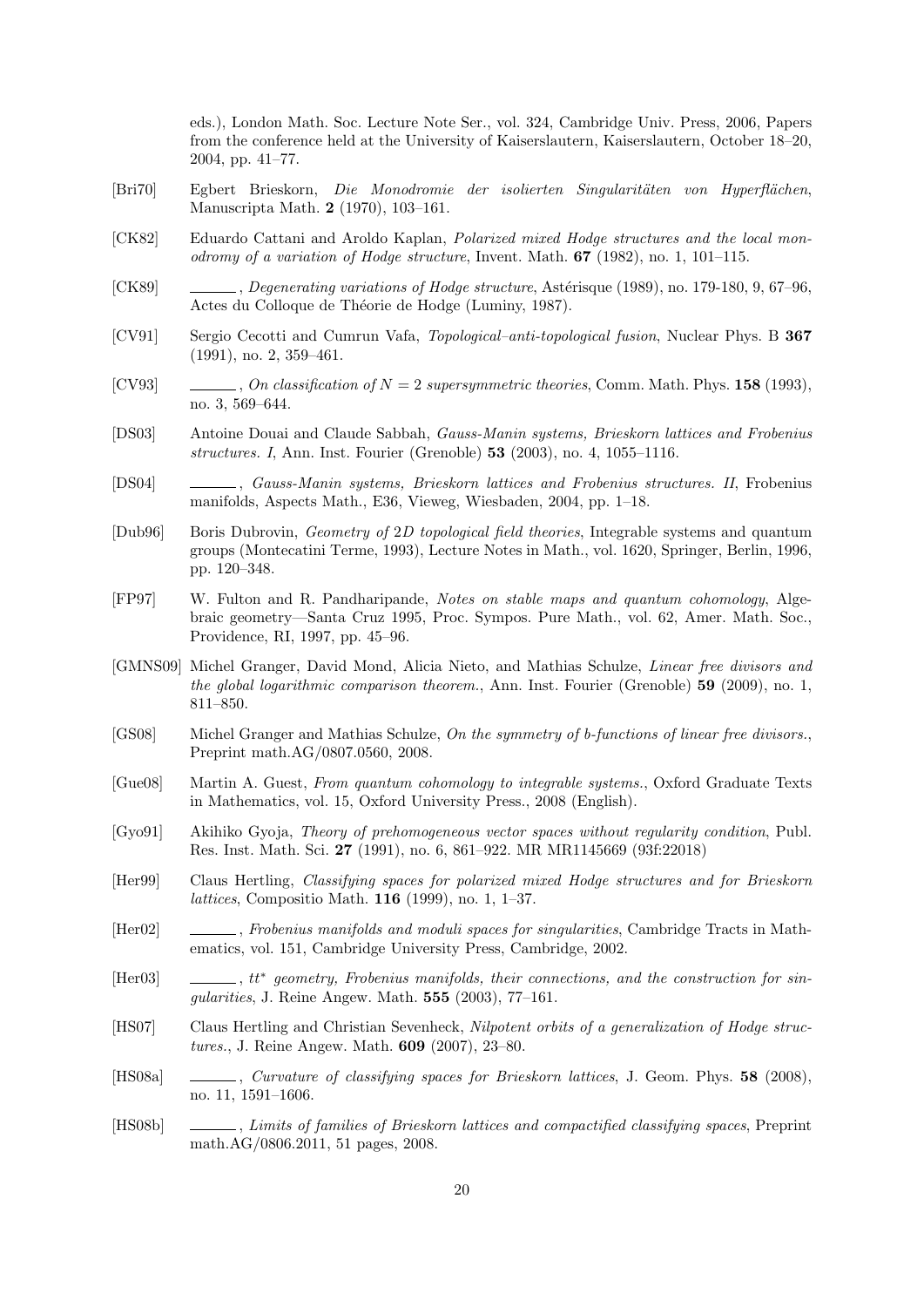eds.), London Math. Soc. Lecture Note Ser., vol. 324, Cambridge Univ. Press, 2006, Papers from the conference held at the University of Kaiserslautern, Kaiserslautern, October 18–20, 2004, pp. 41–77.

[Bri70] Egbert Brieskorn, *Die Monodromie der isolierten Singularitäten von Hyperflächen*, Manuscripta Math. **2** (1970), 103–161.

[CK82] Eduardo Cattani and Aroldo Kaplan, *Polarized mixed Hodge structures and the local monodromy of a variation of Hodge structure*, Invent. Math. **67** (1982), no. 1, 101–115.

[CK89] ______, *Degenerating variations of Hodge structure*, Astérisque (1989), no. 179-180, 9, 67–96, Actes du Colloque de Théorie de Hodge (Luminy, 1987).

[CV91] Sergio Cecotti and Cumrun Vafa, *Topological–anti-topological fusion*, Nuclear Phys. B **367** (1991), no. 2, 359–461.

[CV93] ______, *On classification of $N = 2$ supersymmetric theories*, Comm. Math. Phys. **158** (1993), no. 3, 569–644.

[DS03] Antoine Douai and Claude Sabbah, *Gauss-Manin systems, Brieskorn lattices and Frobenius structures. I*, Ann. Inst. Fourier (Grenoble) **53** (2003), no. 4, 1055–1116.

[DS04] ______, *Gauss-Manin systems, Brieskorn lattices and Frobenius structures. II*, Frobenius manifolds, Aspects Math., E36, Vieweg, Wiesbaden, 2004, pp. 1–18.

[Dub96] Boris Dubrovin, *Geometry of 2D topological field theories*, Integrable systems and quantum groups (Montecatini Terme, 1993), Lecture Notes in Math., vol. 1620, Springer, Berlin, 1996, pp. 120–348.

[FP97] W. Fulton and R. Pandharipande, *Notes on stable maps and quantum cohomology*, Algebraic geometry—Santa Cruz 1995, Proc. Sympos. Pure Math., vol. 62, Amer. Math. Soc., Providence, RI, 1997, pp. 45–96.

[GMNS09] Michel Granger, David Mond, Alicia Nieto, and Mathias Schulze, *Linear free divisors and the global logarithmic comparison theorem.*, Ann. Inst. Fourier (Grenoble) **59** (2009), no. 1, 811–850.

[GS08] Michel Granger and Mathias Schulze, *On the symmetry of b-functions of linear free divisors.*, Preprint math.AG/0807.0560, 2008.

[Gue08] Martin A. Guest, *From quantum cohomology to integrable systems.*, Oxford Graduate Texts in Mathematics, vol. 15, Oxford University Press., 2008 (English).

[Gyo91] Akihiko Gyoja, *Theory of prehomogeneous vector spaces without regularity condition*, Publ. Res. Inst. Math. Sci. **27** (1991), no. 6, 861–922. MR MR1145669 (93f:22018)

[Her99] Claus Hertling, *Classifying spaces for polarized mixed Hodge structures and for Brieskorn lattices*, Compositio Math. **116** (1999), no. 1, 1–37.

[Her02] ______, *Frobenius manifolds and moduli spaces for singularities*, Cambridge Tracts in Mathematics, vol. 151, Cambridge University Press, Cambridge, 2002.

[Her03] ______, *$tt^*$ geometry, Frobenius manifolds, their connections, and the construction for singularities*, J. Reine Angew. Math. **555** (2003), 77–161.

[HS07] Claus Hertling and Christian Sevenheck, *Nilpotent orbits of a generalization of Hodge structures.*, J. Reine Angew. Math. **609** (2007), 23–80.

[HS08a] ______, *Curvature of classifying spaces for Brieskorn lattices*, J. Geom. Phys. **58** (2008), no. 11, 1591–1606.

[HS08b] ______, *Limits of families of Brieskorn lattices and compactified classifying spaces*, Preprint math.AG/0806.2011, 51 pages, 2008.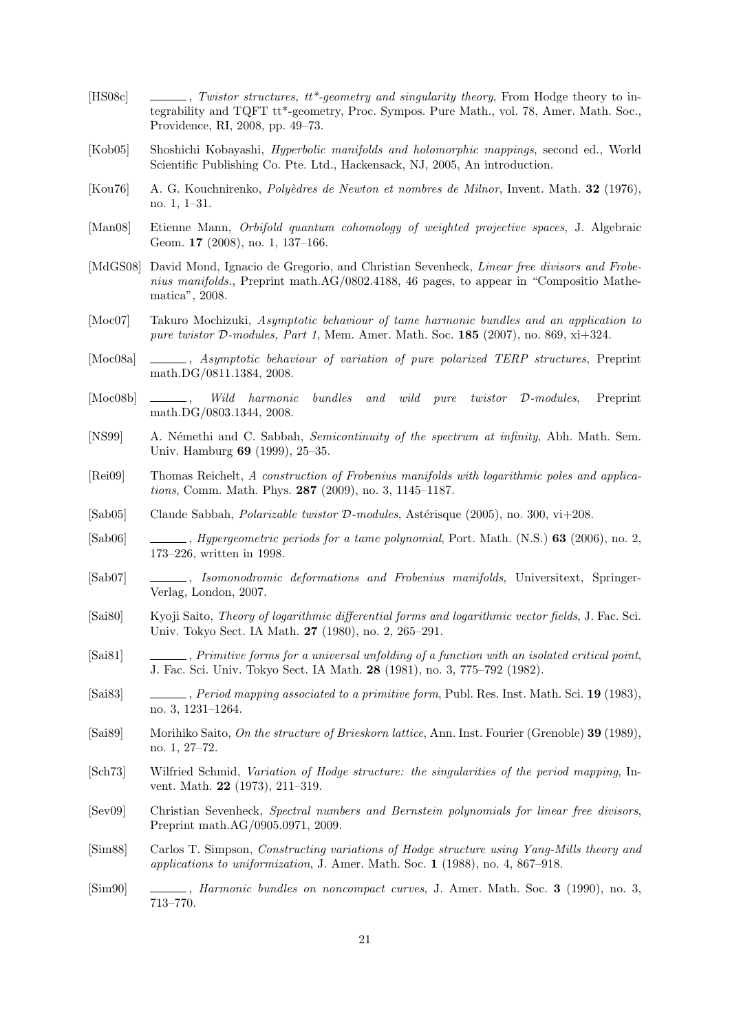[HS08c] ______, *Twistor structures, tt\*-geometry and singularity theory*, From Hodge theory to integrability and TQFT tt\*-geometry, Proc. Sympos. Pure Math., vol. 78, Amer. Math. Soc., Providence, RI, 2008, pp. 49–73.

[Kob05] Shoshichi Kobayashi, *Hyperbolic manifolds and holomorphic mappings*, second ed., World Scientific Publishing Co. Pte. Ltd., Hackensack, NJ, 2005, An introduction.

[Kou76] A. G. Kouchnirenko, *Polyèdres de Newton et nombres de Milnor*, Invent. Math. **32** (1976), no. 1, 1–31.

[Man08] Etienne Mann, *Orbifold quantum cohomology of weighted projective spaces*, J. Algebraic Geom. **17** (2008), no. 1, 137–166.

[MdGS08] David Mond, Ignacio de Gregorio, and Christian Sevenheck, *Linear free divisors and Frobenius manifolds.*, Preprint math.AG/0802.4188, 46 pages, to appear in "Compositio Mathematica", 2008.

[Moc07] Takuro Mochizuki, *Asymptotic behaviour of tame harmonic bundles and an application to pure twistor $\mathcal{D}$-modules, Part 1*, Mem. Amer. Math. Soc. **185** (2007), no. 869, xi+324.

[Moc08a] ______, *Asymptotic behaviour of variation of pure polarized TERP structures*, Preprint math.DG/0811.1384, 2008.

[Moc08b] ______, *Wild harmonic bundles and wild pure twistor $\mathcal{D}$-modules*, Preprint math.DG/0803.1344, 2008.

[NS99] A. Némethi and C. Sabbah, *Semicontinuity of the spectrum at infinity*, Abh. Math. Sem. Univ. Hamburg **69** (1999), 25–35.

[Rei09] Thomas Reichelt, *A construction of Frobenius manifolds with logarithmic poles and applications*, Comm. Math. Phys. **287** (2009), no. 3, 1145–1187.

[Sab05] Claude Sabbah, *Polarizable twistor $\mathcal{D}$-modules*, Astérisque (2005), no. 300, vi+208.

[Sab06] ______, *Hypergeometric periods for a tame polynomial*, Port. Math. (N.S.) **63** (2006), no. 2, 173–226, written in 1998.

[Sab07] ______, *Isomonodromic deformations and Frobenius manifolds*, Universitext, Springer-Verlag, London, 2007.

[Sai80] Kyoji Saito, *Theory of logarithmic differential forms and logarithmic vector fields*, J. Fac. Sci. Univ. Tokyo Sect. IA Math. **27** (1980), no. 2, 265–291.

[Sai81] ______, *Primitive forms for a universal unfolding of a function with an isolated critical point*, J. Fac. Sci. Univ. Tokyo Sect. IA Math. **28** (1981), no. 3, 775–792 (1982).

[Sai83] ______, *Period mapping associated to a primitive form*, Publ. Res. Inst. Math. Sci. **19** (1983), no. 3, 1231–1264.

[Sai89] Morihiko Saito, *On the structure of Brieskorn lattice*, Ann. Inst. Fourier (Grenoble) **39** (1989), no. 1, 27–72.

[Sch73] Wilfried Schmid, *Variation of Hodge structure: the singularities of the period mapping*, Invent. Math. **22** (1973), 211–319.

[Sev09] Christian Sevenheck, *Spectral numbers and Bernstein polynomials for linear free divisors*, Preprint math.AG/0905.0971, 2009.

[Sim88] Carlos T. Simpson, *Constructing variations of Hodge structure using Yang-Mills theory and applications to uniformization*, J. Amer. Math. Soc. **1** (1988), no. 4, 867–918.

[Sim90] ______, *Harmonic bundles on noncompact curves*, J. Amer. Math. Soc. **3** (1990), no. 3, 713–770.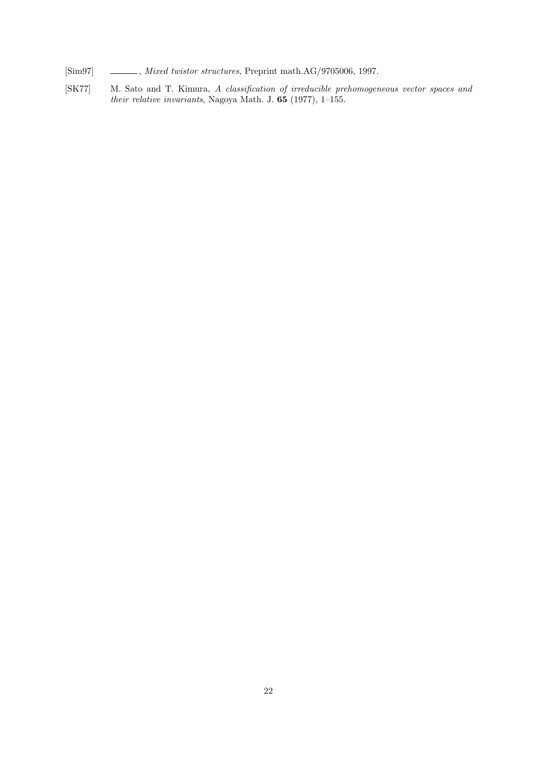[Sim97] ______, *Mixed twistor structures*, Preprint math.AG/9705006, 1997.

[SK77] M. Sato and T. Kimura, *A classification of irreducible prehomogeneous vector spaces and their relative invariants*, Nagoya Math. J. **65** (1977), 1–155.